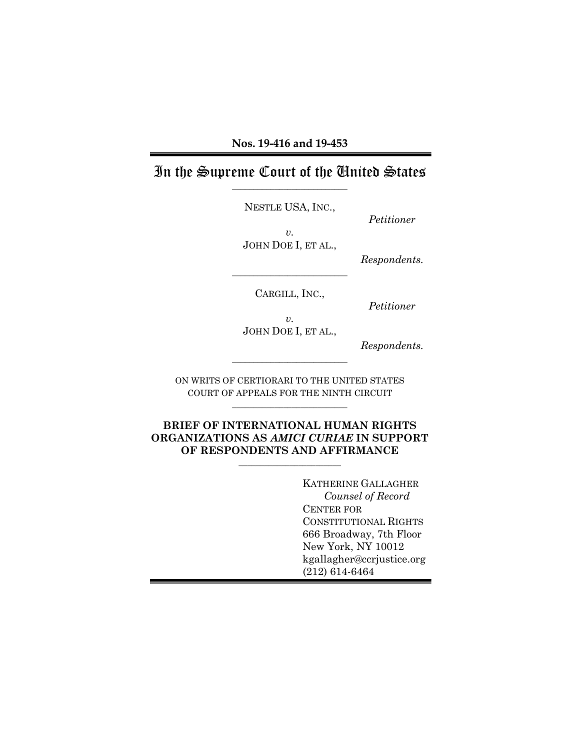**Nos. 19-416 and 19-453**

# In the Supreme Court of the United States

---

NESTLE USA, INC.,

*Petitioner*

*v.*

JOHN DOE I, ET AL.,

*Respondents.*

---

CARGILL, INC.,

*Petitioner*

*v.*

JOHN DOE I, ET AL.,

*Respondents.*

---

ON WRITS OF CERTIORARI TO THE UNITED STATES COURT OF APPEALS FOR THE NINTH CIRCUIT

---

**BRIEF OF INTERNATIONAL HUMAN RIGHTS ORGANIZATIONS AS *AMICI CURIAE* IN SUPPORT OF RESPONDENTS AND AFFIRMANCE**

---

KATHERINE GALLAGHER
*Counsel of Record*
CENTER FOR CONSTITUTIONAL RIGHTS
666 Broadway, 7th Floor
New York, NY 10012
kgallagher@ccrjustice.org
(212) 614-6464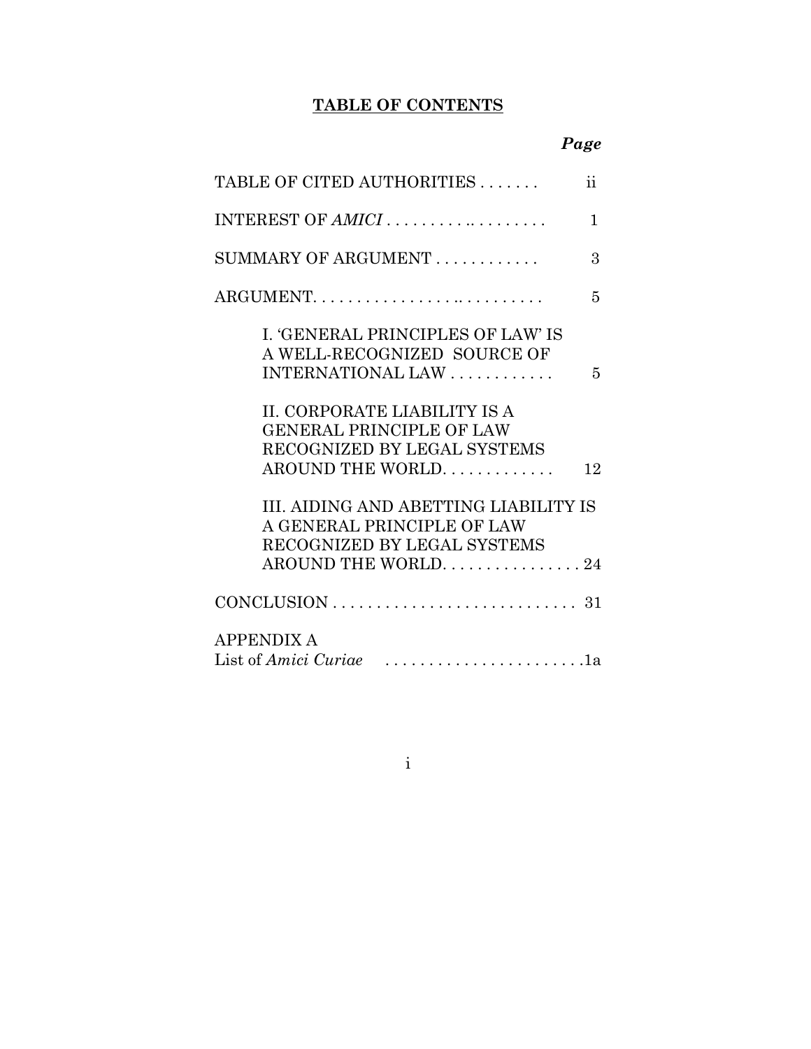# TABLE OF CONTENTS

| | *Page* |
|---|---|
| TABLE OF CITED AUTHORITIES | ii |
| INTEREST OF *AMICI* | 1 |
| SUMMARY OF ARGUMENT | 3 |
| ARGUMENT | 5 |
| I. 'GENERAL PRINCIPLES OF LAW' IS A WELL-RECOGNIZED SOURCE OF INTERNATIONAL LAW | 5 |
| II. CORPORATE LIABILITY IS A GENERAL PRINCIPLE OF LAW RECOGNIZED BY LEGAL SYSTEMS AROUND THE WORLD | 12 |
| III. AIDING AND ABETTING LIABILITY IS A GENERAL PRINCIPLE OF LAW RECOGNIZED BY LEGAL SYSTEMS AROUND THE WORLD | 24 |
| CONCLUSION | 31 |
| APPENDIX A<br>List of *Amici Curiae* | 1a |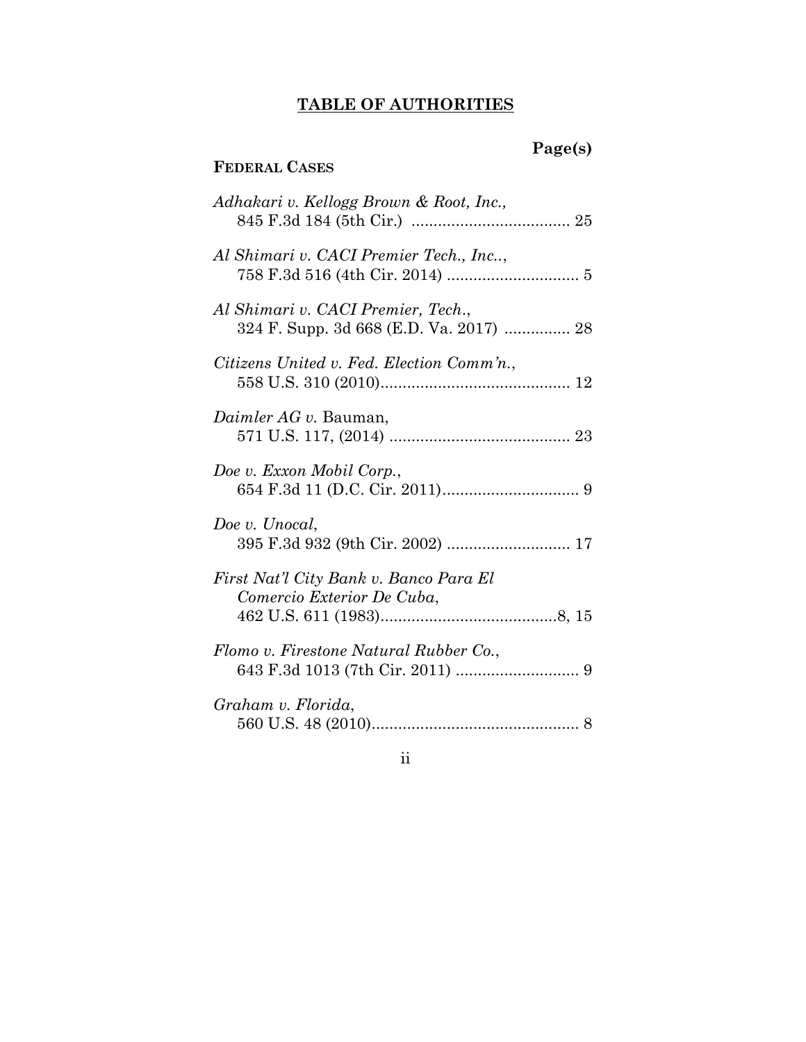## TABLE OF AUTHORITIES

**Page(s)**

**FEDERAL CASES**

*Adhakari v. Kellogg Brown & Root, Inc.*,
845 F.3d 184 (5th Cir.) .................................... 25

*Al Shimari v. CACI Premier Tech., Inc..*,
758 F.3d 516 (4th Cir. 2014) .............................. 5

*Al Shimari v. CACI Premier, Tech.*,
324 F. Supp. 3d 668 (E.D. Va. 2017) ............... 28

*Citizens United v. Fed. Election Comm'n.*,
558 U.S. 310 (2010)........................................... 12

*Daimler AG v.* Bauman,
571 U.S. 117, (2014) ......................................... 23

*Doe v. Exxon Mobil Corp.*,
654 F.3d 11 (D.C. Cir. 2011)............................... 9

*Doe v. Unocal*,
395 F.3d 932 (9th Cir. 2002) ............................ 17

*First Nat'l City Bank v. Banco Para El Comercio Exterior De Cuba*,
462 U.S. 611 (1983)........................................8, 15

*Flomo v. Firestone Natural Rubber Co.*,
643 F.3d 1013 (7th Cir. 2011) ............................ 9

*Graham v. Florida*,
560 U.S. 48 (2010)............................................... 8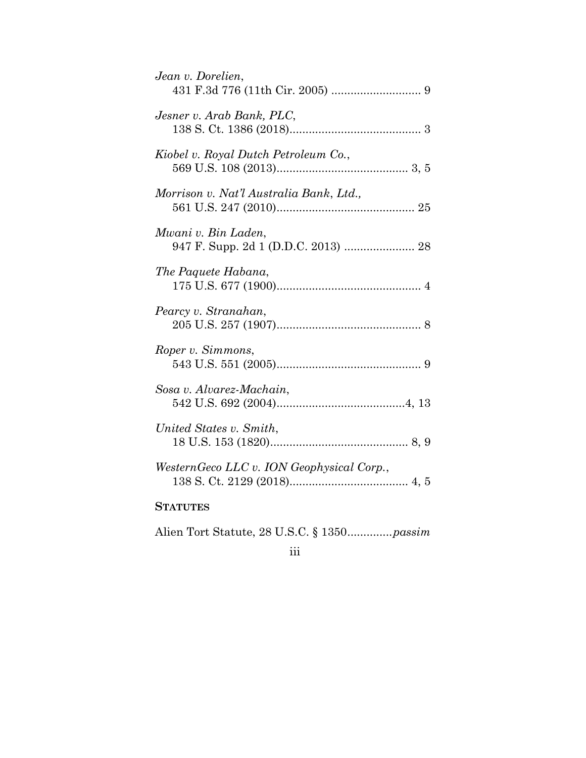*Jean v. Dorelien*,
431 F.3d 776 (11th Cir. 2005) ............................ 9

*Jesner v. Arab Bank, PLC*,
138 S. Ct. 1386 (2018)......................................... 3

*Kiobel v. Royal Dutch Petroleum Co.*,
569 U.S. 108 (2013)......................................... 3, 5

*Morrison v. Nat'l Australia Bank, Ltd.,*
561 U.S. 247 (2010)........................................... 25

*Mwani v. Bin Laden*,
947 F. Supp. 2d 1 (D.D.C. 2013) ...................... 28

*The Paquete Habana*,
175 U.S. 677 (1900)............................................. 4

*Pearcy v. Stranahan*,
205 U.S. 257 (1907)............................................. 8

*Roper v. Simmons*,
543 U.S. 551 (2005)............................................. 9

*Sosa v. Alvarez-Machain*,
542 U.S. 692 (2004)........................................4, 13

*United States v. Smith*,
18 U.S. 153 (1820)........................................... 8, 9

*WesternGeco LLC v. ION Geophysical Corp.*,
138 S. Ct. 2129 (2018)..................................... 4, 5

**STATUTES**

Alien Tort Statute, 28 U.S.C. § 1350..............*passim*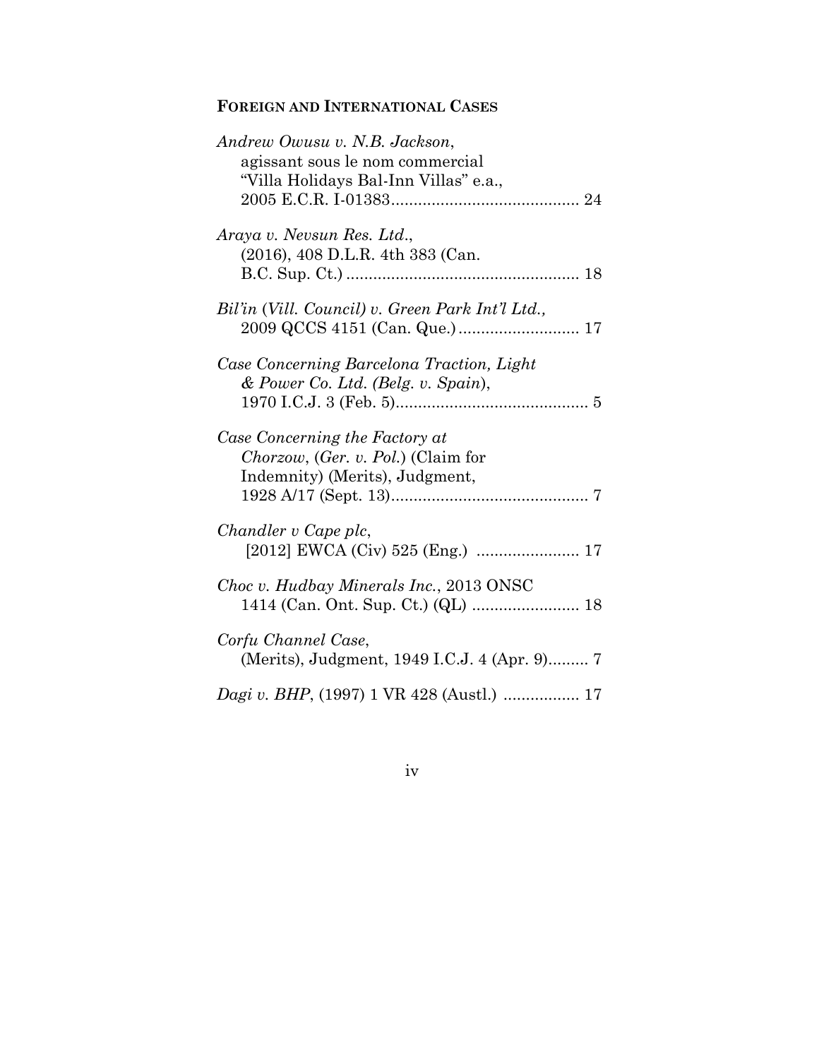**FOREIGN AND INTERNATIONAL CASES**

*Andrew Owusu v. N.B. Jackson*, agissant sous le nom commercial "Villa Holidays Bal-Inn Villas" e.a., 2005 E.C.R. I-01383 .......................................... 24

*Araya v. Nevsun Res. Ltd.*, (2016), 408 D.L.R. 4th 383 (Can. B.C. Sup. Ct.) .................................................... 18

*Bil'in (Vill. Council) v. Green Park Int'l Ltd.,* 2009 QCCS 4151 (Can. Que.) ........................... 17

*Case Concerning Barcelona Traction, Light & Power Co. Ltd. (Belg. v. Spain)*, 1970 I.C.J. 3 (Feb. 5) ........................................... 5

*Case Concerning the Factory at Chorzow*, (*Ger. v. Pol.*) (Claim for Indemnity) (Merits), Judgment, 1928 A/17 (Sept. 13) ............................................ 7

*Chandler v Cape plc*, [2012] EWCA (Civ) 525 (Eng.) ....................... 17

*Choc v. Hudbay Minerals Inc.*, 2013 ONSC 1414 (Can. Ont. Sup. Ct.) (QL) ........................ 18

*Corfu Channel Case*, (Merits), Judgment, 1949 I.C.J. 4 (Apr. 9) ......... 7

*Dagi v. BHP*, (1997) 1 VR 428 (Austl.) ................. 17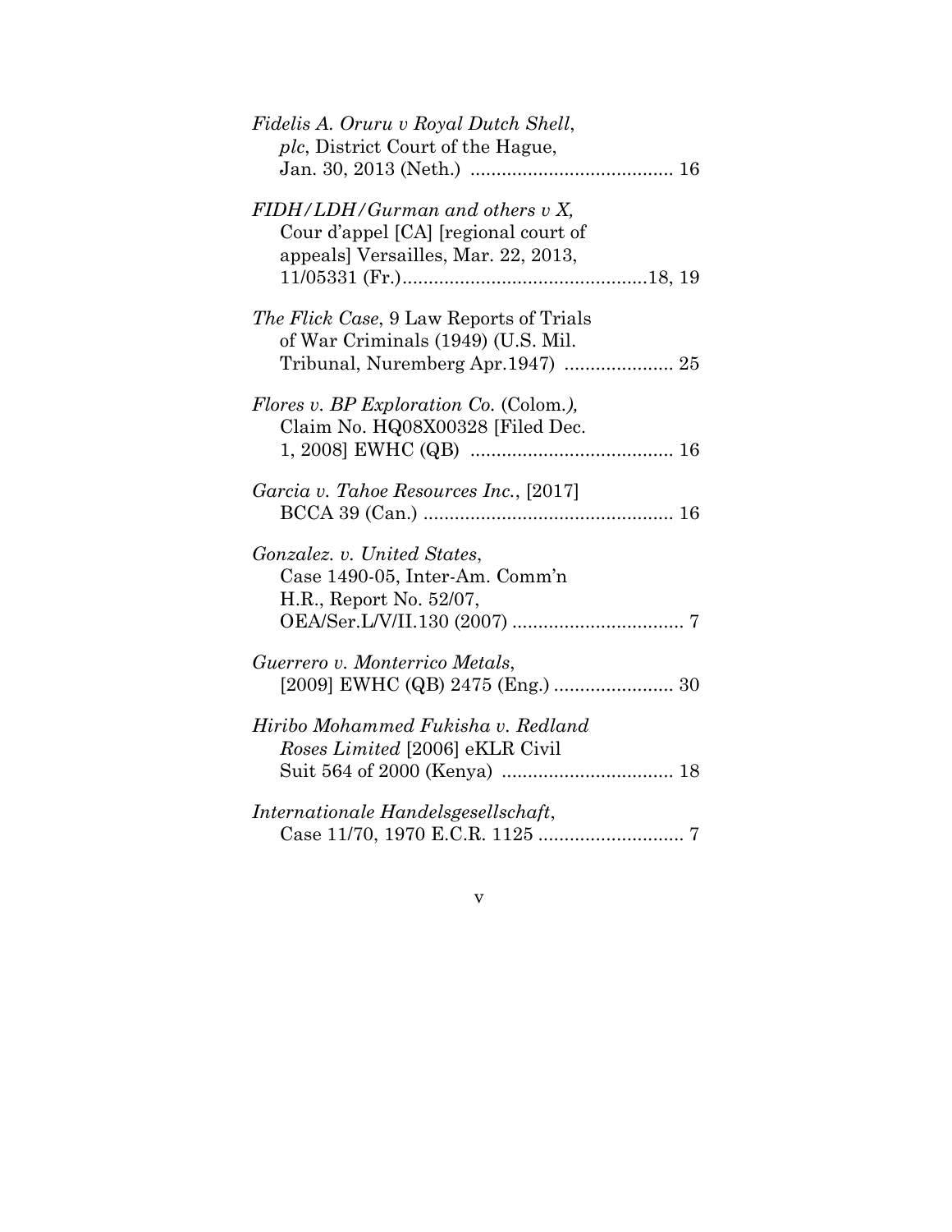*Fidelis A. Oruru v Royal Dutch Shell, plc*, District Court of the Hague, Jan. 30, 2013 (Neth.) ....................................... 16

*FIDH/LDH/Gurman and others v X,* Cour d'appel [CA] [regional court of appeals] Versailles, Mar. 22, 2013, 11/05331 (Fr.)..............................................18, 19

*The Flick Case*, 9 Law Reports of Trials of War Criminals (1949) (U.S. Mil. Tribunal, Nuremberg Apr.1947) ..................... 25

*Flores v. BP Exploration Co.* (Colom.*),* Claim No. HQ08X00328 [Filed Dec. 1, 2008] EWHC (QB) ....................................... 16

*Garcia v. Tahoe Resources Inc.*, [2017] BCCA 39 (Can.) ................................................ 16

*Gonzalez. v. United States*, Case 1490-05, Inter-Am. Comm'n H.R., Report No. 52/07, OEA/Ser.L/V/II.130 (2007) ................................. 7

*Guerrero v. Monterrico Metals*, [2009] EWHC (QB) 2475 (Eng.) ....................... 30

*Hiribo Mohammed Fukisha v. Redland Roses Limited* [2006] eKLR Civil Suit 564 of 2000 (Kenya) ................................. 18

*Internationale Handelsgesellschaft*, Case 11/70, 1970 E.C.R. 1125 ............................ 7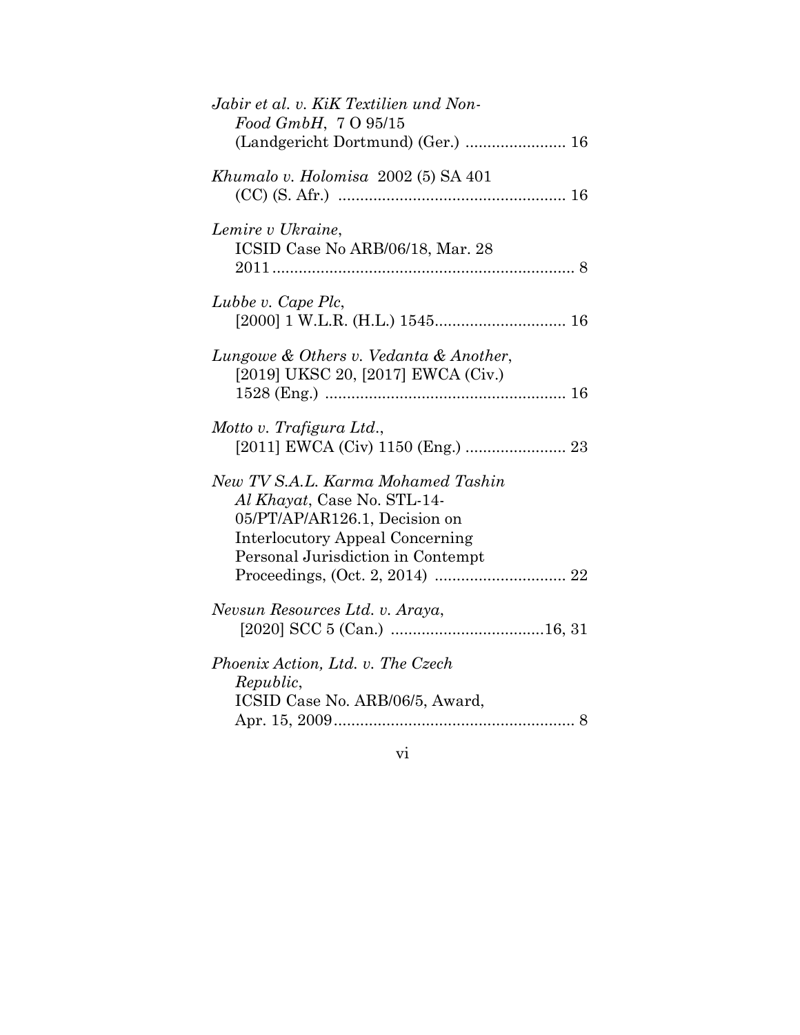*Jabir et al. v. KiK Textilien und Non-Food GmbH*, 7 O 95/15 (Landgericht Dortmund) (Ger.) ....................... 16

*Khumalo v. Holomisa* 2002 (5) SA 401 (CC) (S. Afr.) .................................................... 16

*Lemire v Ukraine*, ICSID Case No ARB/06/18, Mar. 28 2011 ...................................................................... 8

*Lubbe v. Cape Plc*, [2000] 1 W.L.R. (H.L.) 1545.............................. 16

*Lungowe & Others v. Vedanta & Another*, [2019] UKSC 20, [2017] EWCA (Civ.) 1528 (Eng.) ....................................................... 16

*Motto v. Trafigura Ltd.*, [2011] EWCA (Civ) 1150 (Eng.) ....................... 23

*New TV S.A.L. Karma Mohamed Tashin Al Khayat*, Case No. STL-14-05/PT/AP/AR126.1, Decision on Interlocutory Appeal Concerning Personal Jurisdiction in Contempt Proceedings, (Oct. 2, 2014) .............................. 22

*Nevsun Resources Ltd. v. Araya*, [2020] SCC 5 (Can.) ...................................16, 31

*Phoenix Action, Ltd. v. The Czech Republic*, ICSID Case No. ARB/06/5, Award, Apr. 15, 2009....................................................... 8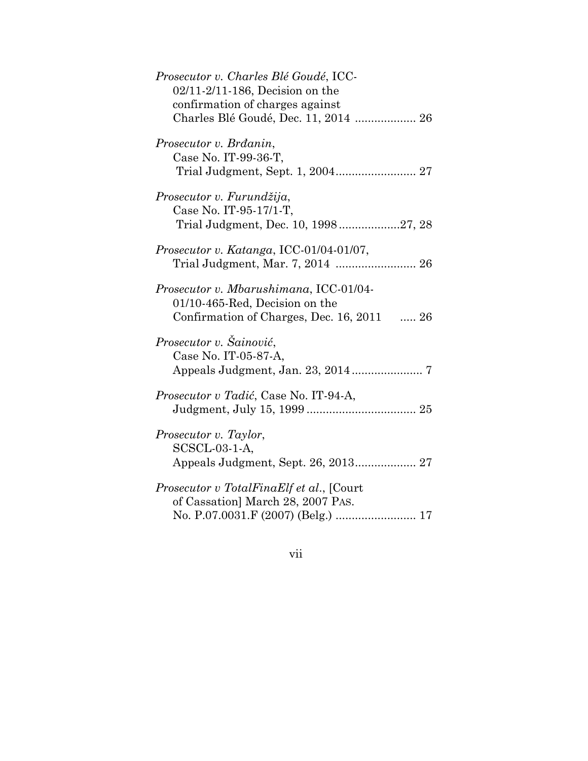*Prosecutor v. Charles Blé Goudé*, ICC-02/11-2/11-186, Decision on the confirmation of charges against Charles Blé Goudé, Dec. 11, 2014 ................... 26

*Prosecutor v. Brđanin*, Case No. IT-99-36-T, Trial Judgment, Sept. 1, 2004......................... 27

*Prosecutor v. Furundžija*, Case No. IT-95-17/1-T, Trial Judgment, Dec. 10, 1998...................27, 28

*Prosecutor v. Katanga*, ICC-01/04-01/07, Trial Judgment, Mar. 7, 2014 ......................... 26

*Prosecutor v. Mbarushimana*, ICC-01/04-01/10-465-Red, Decision on the Confirmation of Charges, Dec. 16, 2011 ..... 26

*Prosecutor v. Šainović*, Case No. IT-05-87-A, Appeals Judgment, Jan. 23, 2014...................... 7

*Prosecutor v Tadić*, Case No. IT-94-A, Judgment, July 15, 1999.................................. 25

*Prosecutor v. Taylor*, SCSCL-03-1-A, Appeals Judgment, Sept. 26, 2013................... 27

*Prosecutor v TotalFinaElf et al.*, [Court of Cassation] March 28, 2007 PAS. No. P.07.0031.F (2007) (Belg.) ......................... 17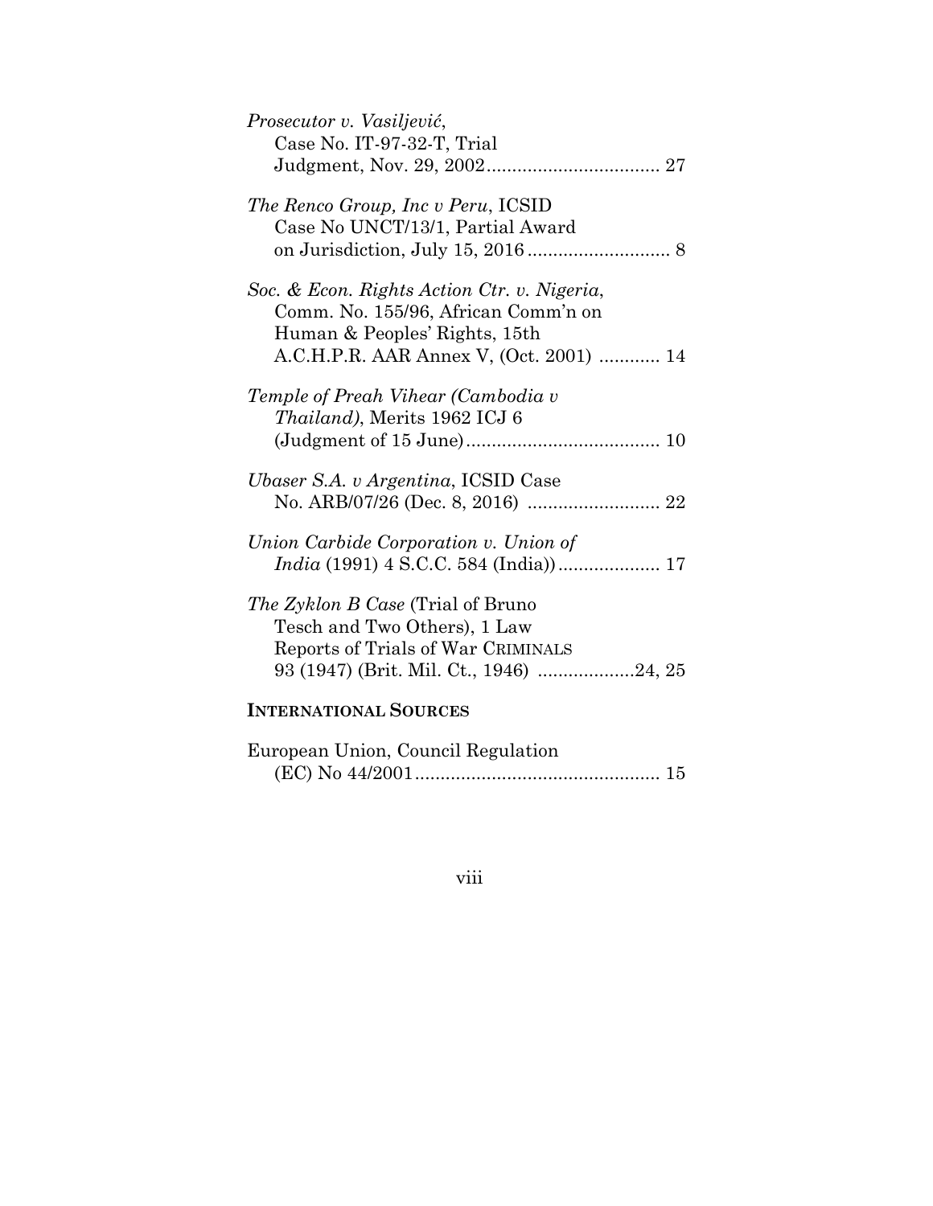*Prosecutor v. Vasiljević*,
Case No. IT-97-32-T, Trial
Judgment, Nov. 29, 2002.................................. 27

*The Renco Group, Inc v Peru*, ICSID
Case No UNCT/13/1, Partial Award
on Jurisdiction, July 15, 2016............................ 8

*Soc. & Econ. Rights Action Ctr. v. Nigeria*,
Comm. No. 155/96, African Comm'n on
Human & Peoples' Rights, 15th
A.C.H.P.R. AAR Annex V, (Oct. 2001) ............ 14

*Temple of Preah Vihear (Cambodia v Thailand)*, Merits 1962 ICJ 6
(Judgment of 15 June)...................................... 10

*Ubaser S.A. v Argentina*, ICSID Case
No. ARB/07/26 (Dec. 8, 2016) .......................... 22

*Union Carbide Corporation v. Union of India* (1991) 4 S.C.C. 584 (India)).................... 17

*The Zyklon B Case* (Trial of Bruno
Tesch and Two Others), 1 Law
Reports of Trials of War CRIMINALS
93 (1947) (Brit. Mil. Ct., 1946) ...................24, 25

**INTERNATIONAL SOURCES**

European Union, Council Regulation
(EC) No 44/2001................................................ 15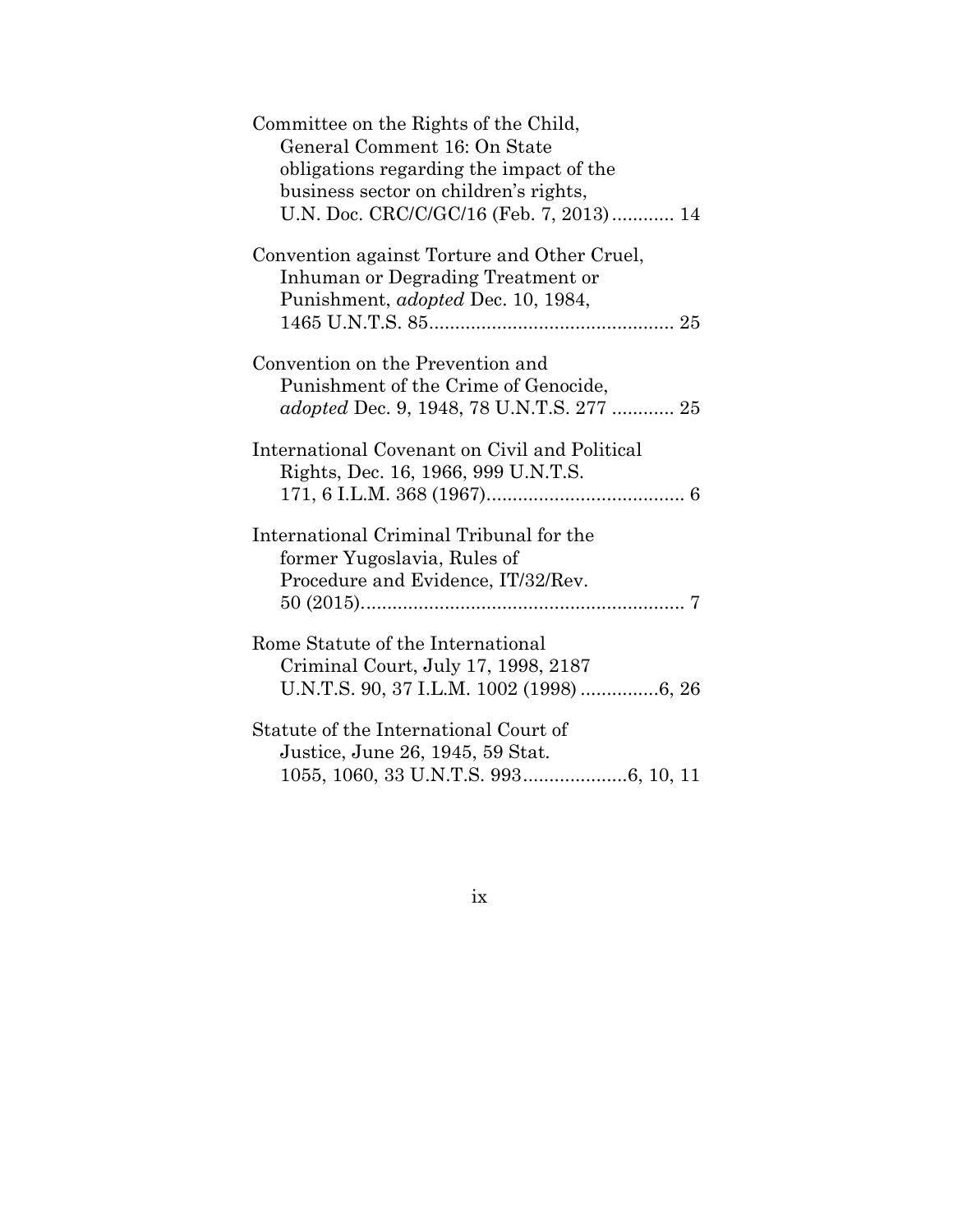Committee on the Rights of the Child, General Comment 16: On State obligations regarding the impact of the business sector on children's rights, U.N. Doc. CRC/C/GC/16 (Feb. 7, 2013) ............ 14

Convention against Torture and Other Cruel, Inhuman or Degrading Treatment or Punishment, *adopted* Dec. 10, 1984, 1465 U.N.T.S. 85 ............................................... 25

Convention on the Prevention and Punishment of the Crime of Genocide, *adopted* Dec. 9, 1948, 78 U.N.T.S. 277 ............ 25

International Covenant on Civil and Political Rights, Dec. 16, 1966, 999 U.N.T.S. 171, 6 I.L.M. 368 (1967) ...................................... 6

International Criminal Tribunal for the former Yugoslavia, Rules of Procedure and Evidence, IT/32/Rev. 50 (2015) .............................................................. 7

Rome Statute of the International Criminal Court, July 17, 1998, 2187 U.N.T.S. 90, 37 I.L.M. 1002 (1998) ...............6, 26

Statute of the International Court of Justice, June 26, 1945, 59 Stat. 1055, 1060, 33 U.N.T.S. 993 ....................6, 10, 11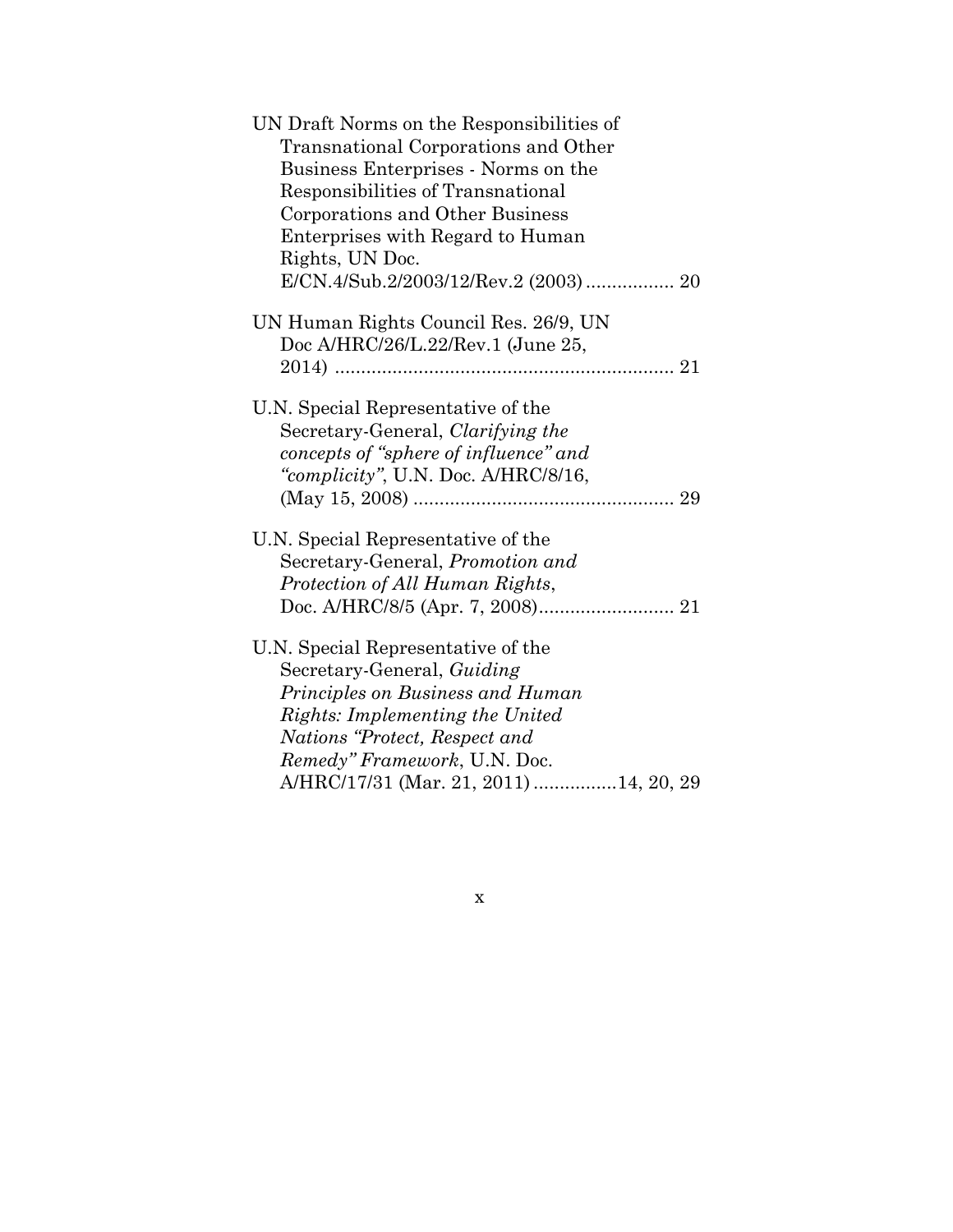UN Draft Norms on the Responsibilities of Transnational Corporations and Other Business Enterprises - Norms on the Responsibilities of Transnational Corporations and Other Business Enterprises with Regard to Human Rights, UN Doc. E/CN.4/Sub.2/2003/12/Rev.2 (2003) ................. 20

UN Human Rights Council Res. 26/9, UN Doc A/HRC/26/L.22/Rev.1 (June 25, 2014) ................................................................ 21

U.N. Special Representative of the Secretary-General, *Clarifying the concepts of "sphere of influence" and "complicity"*, U.N. Doc. A/HRC/8/16, (May 15, 2008) ................................................. 29

U.N. Special Representative of the Secretary-General, *Promotion and Protection of All Human Rights*, Doc. A/HRC/8/5 (Apr. 7, 2008).......................... 21

U.N. Special Representative of the Secretary-General, *Guiding Principles on Business and Human Rights: Implementing the United Nations "Protect, Respect and Remedy" Framework*, U.N. Doc. A/HRC/17/31 (Mar. 21, 2011) ................14, 20, 29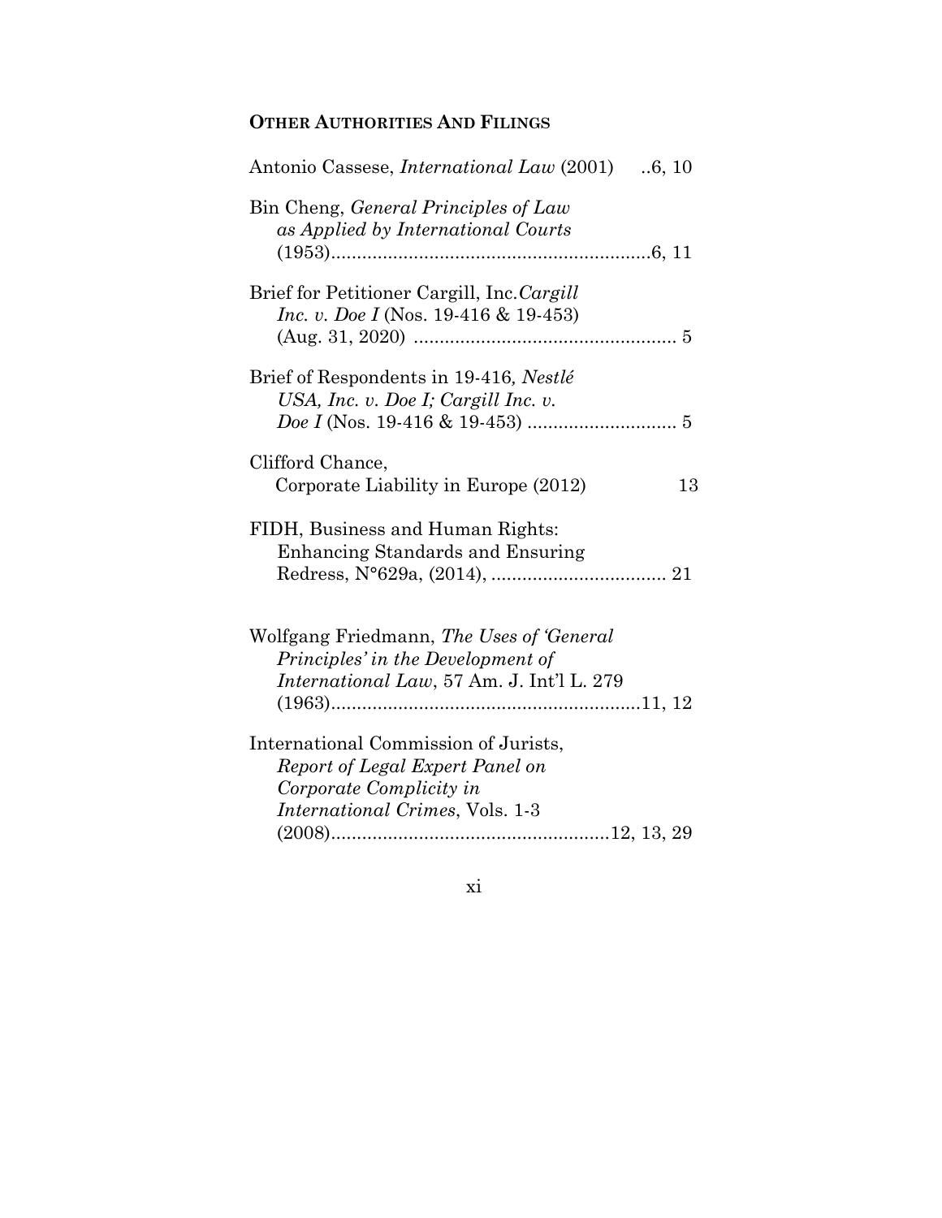**OTHER AUTHORITIES AND FILINGS**

Antonio Cassese, *International Law* (2001) ..6, 10

Bin Cheng, *General Principles of Law as Applied by International Courts* (1953)..............................................................6, 11

Brief for Petitioner Cargill, Inc.*Cargill Inc. v. Doe I* (Nos. 19-416 & 19-453) (Aug. 31, 2020) ................................................... 5

Brief of Respondents in 19-416*, Nestlé USA, Inc. v. Doe I; Cargill Inc. v. Doe I* (Nos. 19-416 & 19-453) ............................. 5

Clifford Chance, Corporate Liability in Europe (2012) 13

FIDH, Business and Human Rights: Enhancing Standards and Ensuring Redress, N°629a, (2014), .................................. 21

Wolfgang Friedmann, *The Uses of 'General Principles' in the Development of International Law*, 57 Am. J. Int'l L. 279 (1963)...........................................................11, 12

International Commission of Jurists, *Report of Legal Expert Panel on Corporate Complicity in International Crimes*, Vols. 1-3 (2008).....................................................12, 13, 29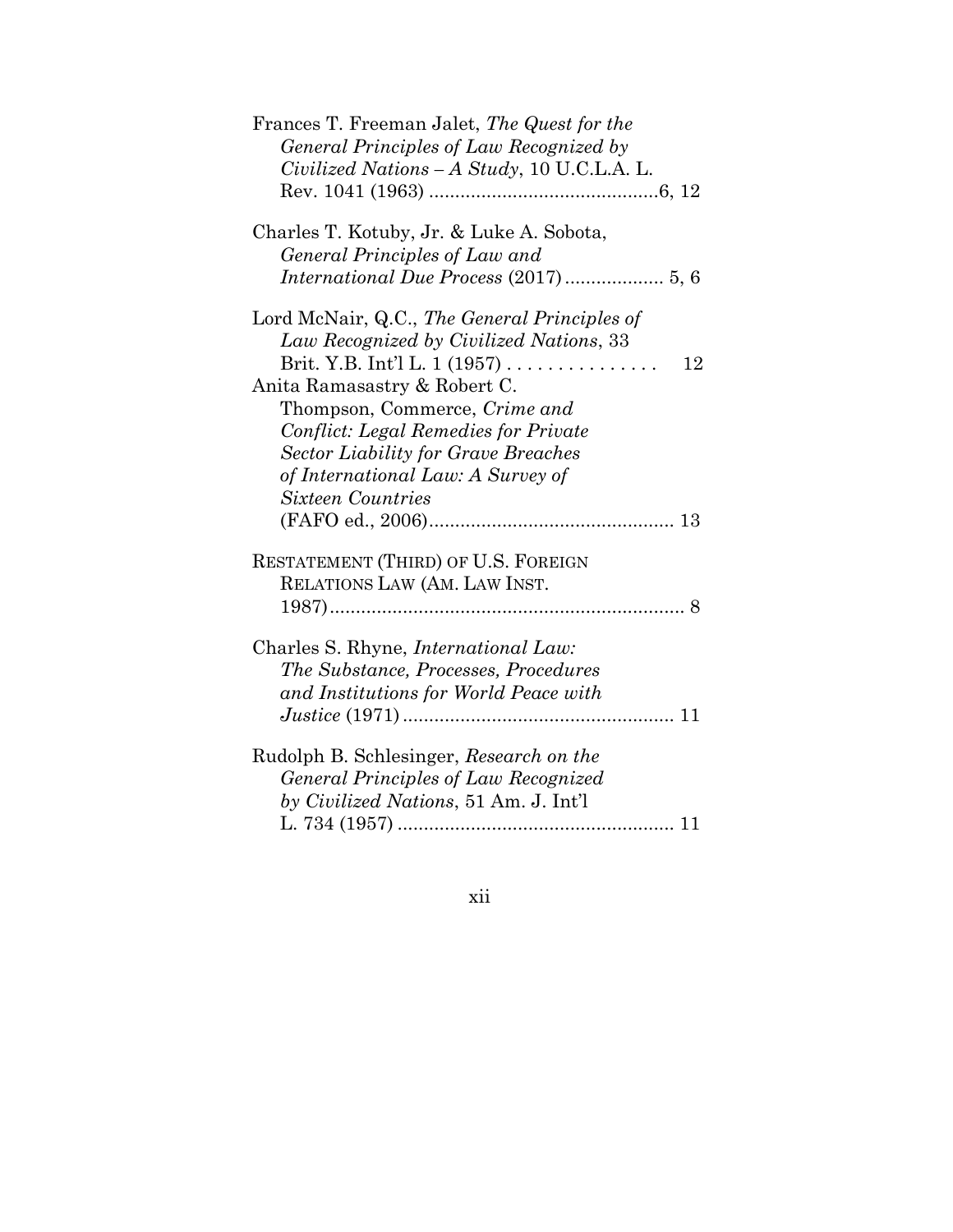Frances T. Freeman Jalet, *The Quest for the General Principles of Law Recognized by Civilized Nations – A Study*, 10 U.C.L.A. L. Rev. 1041 (1963) ............................................6, 12

Charles T. Kotuby, Jr. & Luke A. Sobota, *General Principles of Law and International Due Process* (2017) .................. 5, 6

Lord McNair, Q.C., *The General Principles of Law Recognized by Civilized Nations*, 33 Brit. Y.B. Int'l L. 1 (1957) . . . . . . . . . . . . . . . 12

Anita Ramasastry & Robert C. Thompson, Commerce, *Crime and Conflict: Legal Remedies for Private Sector Liability for Grave Breaches of International Law: A Survey of Sixteen Countries* (FAFO ed., 2006)............................................... 13

RESTATEMENT (THIRD) OF U.S. FOREIGN RELATIONS LAW (AM. LAW INST. 1987)..................................................................... 8

Charles S. Rhyne, *International Law: The Substance, Processes, Procedures and Institutions for World Peace with Justice* (1971) .................................................... 11

Rudolph B. Schlesinger, *Research on the General Principles of Law Recognized by Civilized Nations*, 51 Am. J. Int'l L. 734 (1957) ..................................................... 11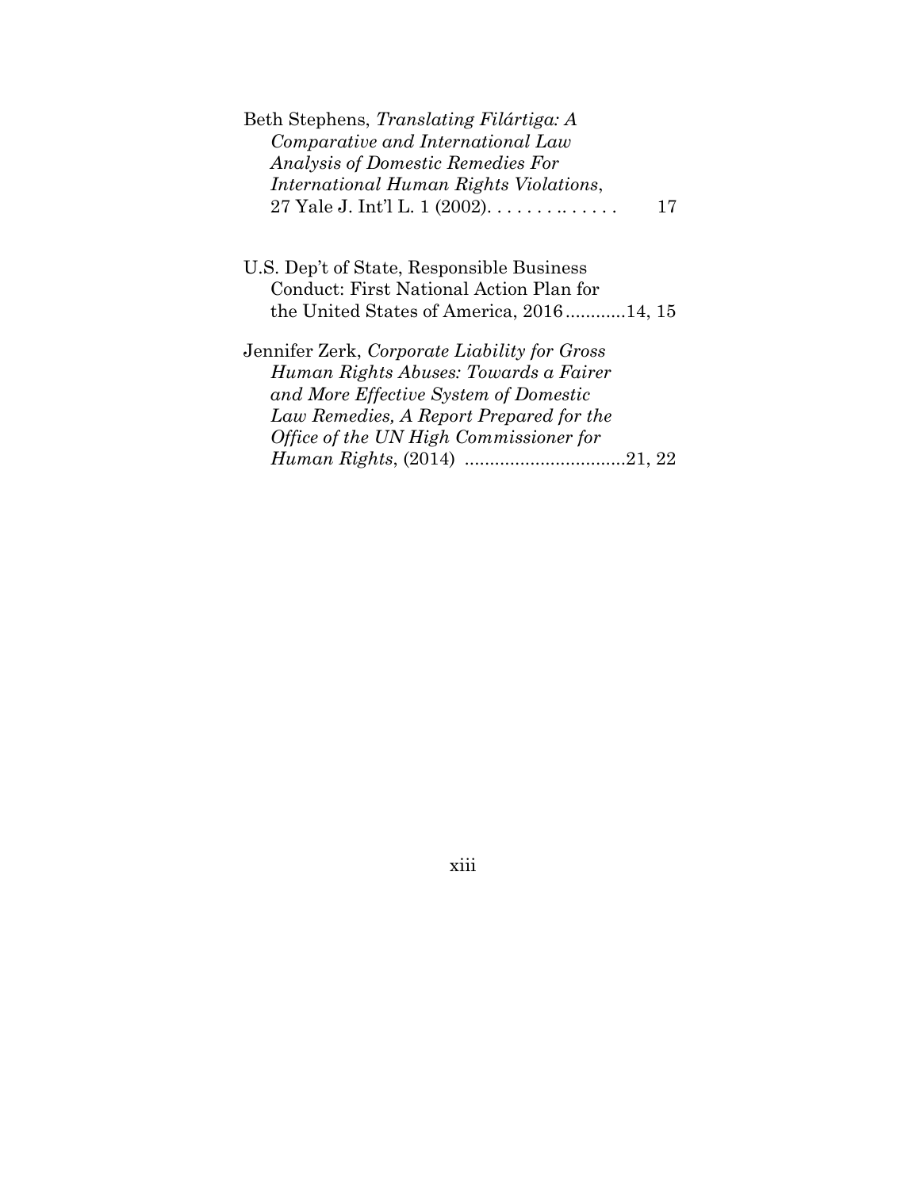Beth Stephens, *Translating Filártiga: A Comparative and International Law Analysis of Domestic Remedies For International Human Rights Violations*, 27 Yale J. Int'l L. 1 (2002). . . . . . . . .. . . . . . 17

U.S. Dep't of State, Responsible Business Conduct: First National Action Plan for the United States of America, 2016 ............14, 15

Jennifer Zerk, *Corporate Liability for Gross Human Rights Abuses: Towards a Fairer and More Effective System of Domestic Law Remedies, A Report Prepared for the Office of the UN High Commissioner for Human Rights*, (2014) ................................21, 22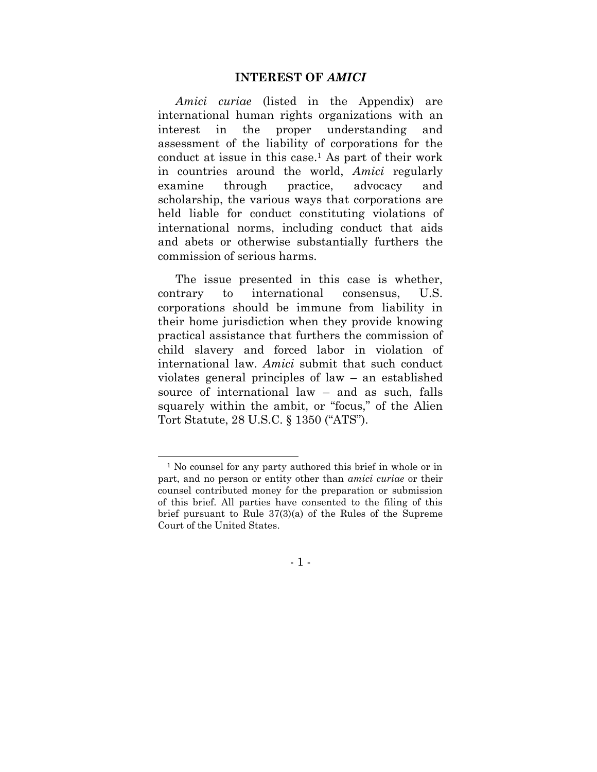## INTEREST OF *AMICI*

*Amici curiae* (listed in the Appendix) are international human rights organizations with an interest in the proper understanding and assessment of the liability of corporations for the conduct at issue in this case.[1] As part of their work in countries around the world, *Amici* regularly examine through practice, advocacy and scholarship, the various ways that corporations are held liable for conduct constituting violations of international norms, including conduct that aids and abets or otherwise substantially furthers the commission of serious harms.

The issue presented in this case is whether, contrary to international consensus, U.S. corporations should be immune from liability in their home jurisdiction when they provide knowing practical assistance that furthers the commission of child slavery and forced labor in violation of international law. *Amici* submit that such conduct violates general principles of law – an established source of international law – and as such, falls squarely within the ambit, or "focus," of the Alien Tort Statute, 28 U.S.C. § 1350 ("ATS").

[1] No counsel for any party authored this brief in whole or in part, and no person or entity other than *amici curiae* or their counsel contributed money for the preparation or submission of this brief. All parties have consented to the filing of this brief pursuant to Rule 37(3)(a) of the Rules of the Supreme Court of the United States.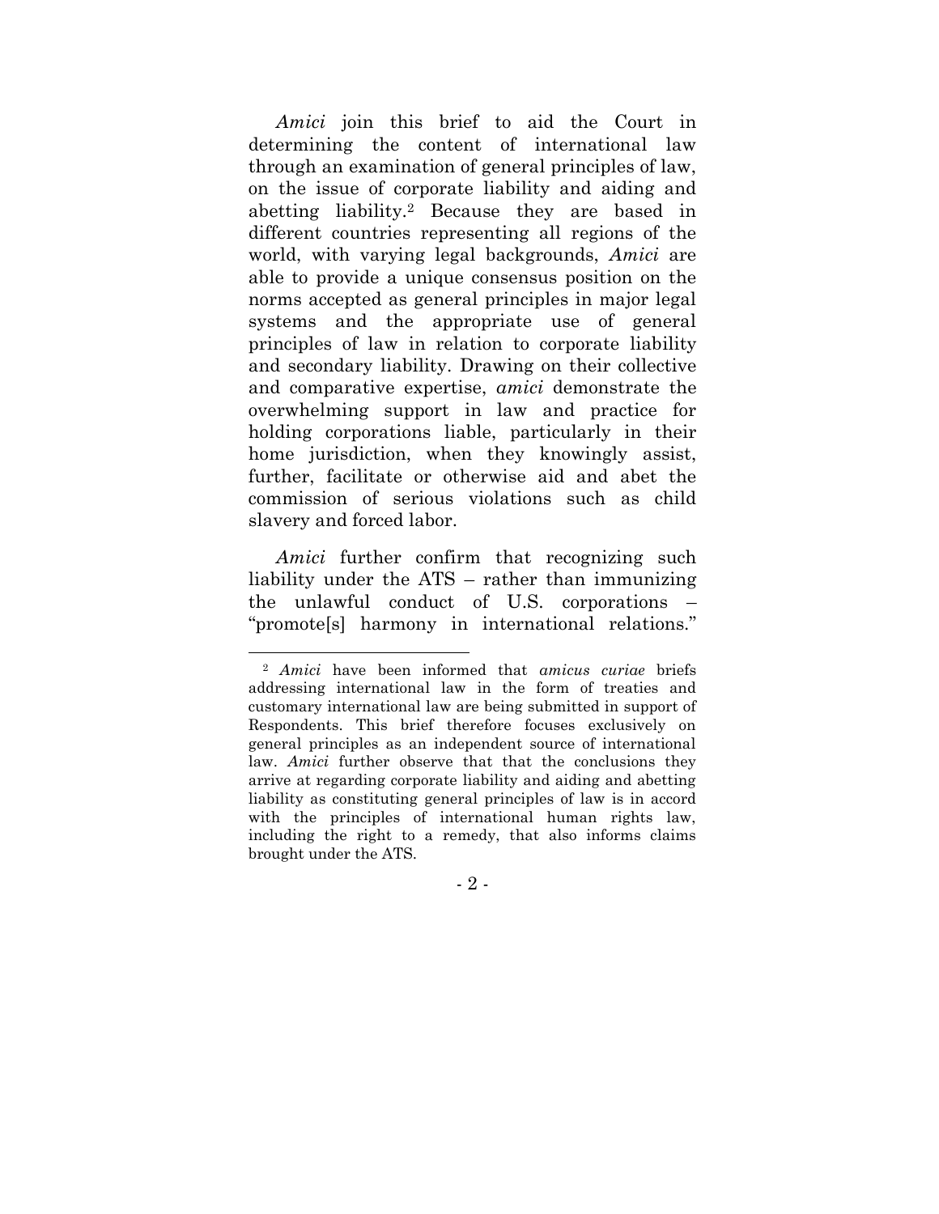*Amici* join this brief to aid the Court in determining the content of international law through an examination of general principles of law, on the issue of corporate liability and aiding and abetting liability.[2] Because they are based in different countries representing all regions of the world, with varying legal backgrounds, *Amici* are able to provide a unique consensus position on the norms accepted as general principles in major legal systems and the appropriate use of general principles of law in relation to corporate liability and secondary liability. Drawing on their collective and comparative expertise, *amici* demonstrate the overwhelming support in law and practice for holding corporations liable, particularly in their home jurisdiction, when they knowingly assist, further, facilitate or otherwise aid and abet the commission of serious violations such as child slavery and forced labor.

*Amici* further confirm that recognizing such liability under the ATS – rather than immunizing the unlawful conduct of U.S. corporations – "promote[s] harmony in international relations."

[2] *Amici* have been informed that *amicus curiae* briefs addressing international law in the form of treaties and customary international law are being submitted in support of Respondents. This brief therefore focuses exclusively on general principles as an independent source of international law. *Amici* further observe that that the conclusions they arrive at regarding corporate liability and aiding and abetting liability as constituting general principles of law is in accord with the principles of international human rights law, including the right to a remedy, that also informs claims brought under the ATS.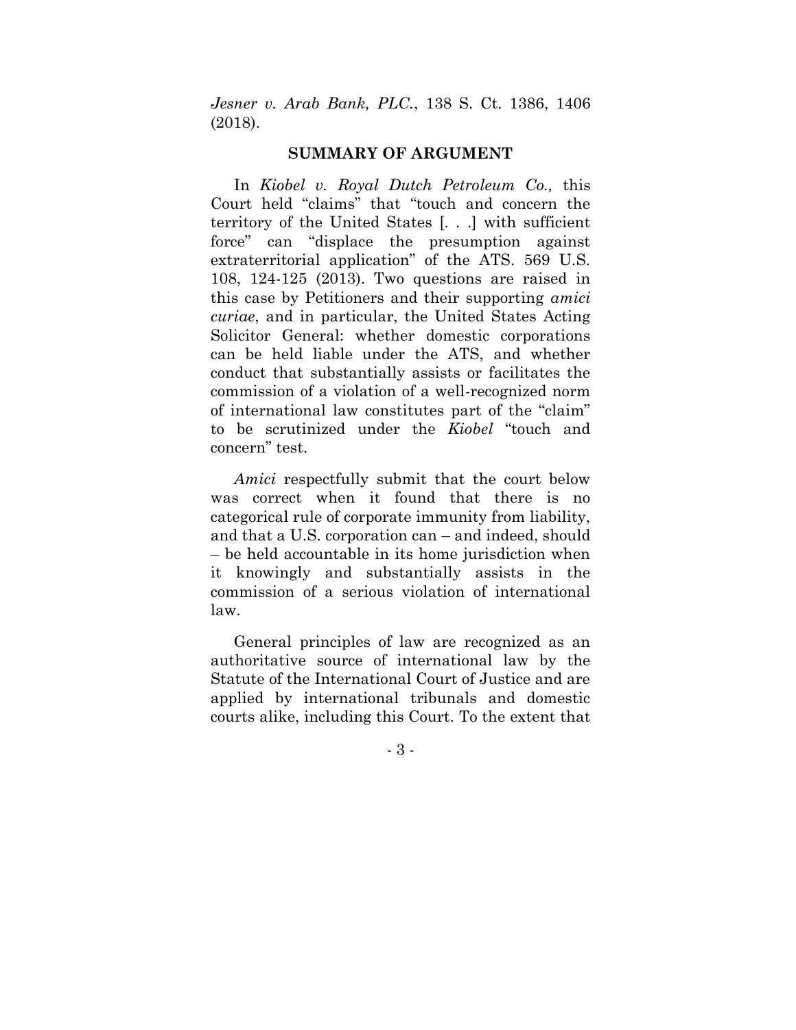*Jesner v. Arab Bank, PLC.*, 138 S. Ct. 1386, 1406 (2018).

## SUMMARY OF ARGUMENT

In *Kiobel v. Royal Dutch Petroleum Co.,* this Court held "claims" that "touch and concern the territory of the United States [. . .] with sufficient force" can "displace the presumption against extraterritorial application" of the ATS. 569 U.S. 108, 124-125 (2013). Two questions are raised in this case by Petitioners and their supporting *amici curiae*, and in particular, the United States Acting Solicitor General: whether domestic corporations can be held liable under the ATS, and whether conduct that substantially assists or facilitates the commission of a violation of a well-recognized norm of international law constitutes part of the "claim" to be scrutinized under the *Kiobel* "touch and concern" test.

*Amici* respectfully submit that the court below was correct when it found that there is no categorical rule of corporate immunity from liability, and that a U.S. corporation can – and indeed, should – be held accountable in its home jurisdiction when it knowingly and substantially assists in the commission of a serious violation of international law.

General principles of law are recognized as an authoritative source of international law by the Statute of the International Court of Justice and are applied by international tribunals and domestic courts alike, including this Court. To the extent that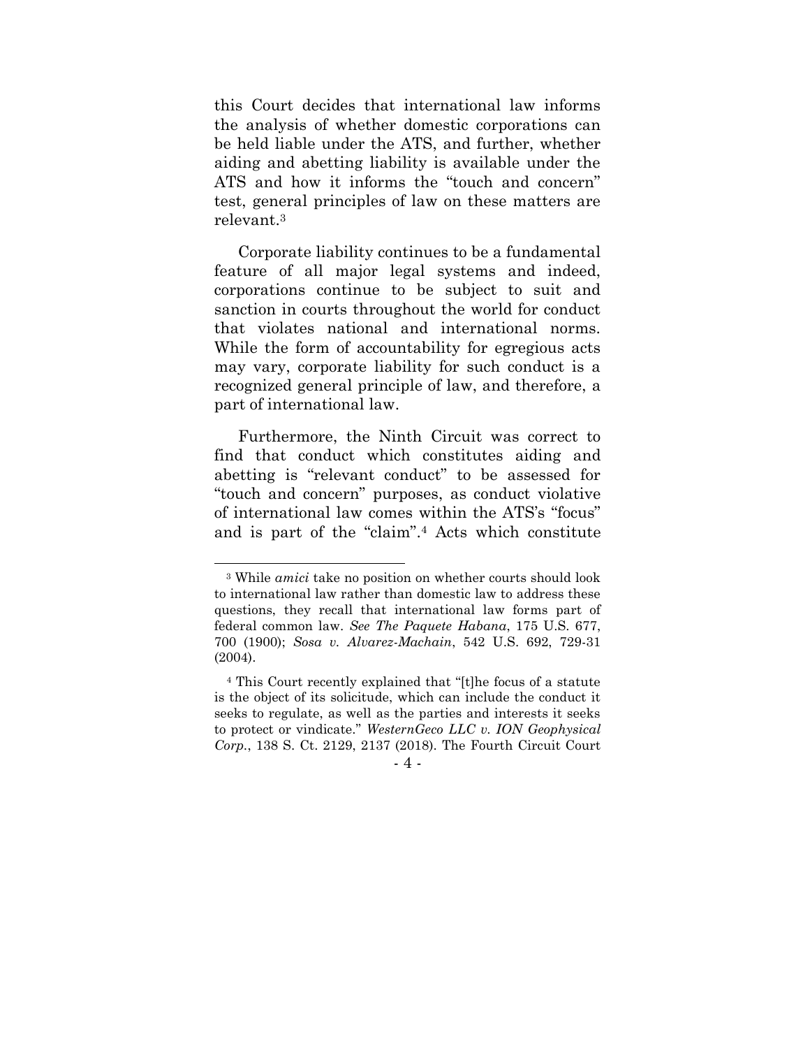this Court decides that international law informs the analysis of whether domestic corporations can be held liable under the ATS, and further, whether aiding and abetting liability is available under the ATS and how it informs the "touch and concern" test, general principles of law on these matters are relevant.[3]

Corporate liability continues to be a fundamental feature of all major legal systems and indeed, corporations continue to be subject to suit and sanction in courts throughout the world for conduct that violates national and international norms. While the form of accountability for egregious acts may vary, corporate liability for such conduct is a recognized general principle of law, and therefore, a part of international law.

Furthermore, the Ninth Circuit was correct to find that conduct which constitutes aiding and abetting is "relevant conduct" to be assessed for "touch and concern" purposes, as conduct violative of international law comes within the ATS's "focus" and is part of the "claim".[4] Acts which constitute

---

[3] While *amici* take no position on whether courts should look to international law rather than domestic law to address these questions, they recall that international law forms part of federal common law. *See The Paquete Habana*, 175 U.S. 677, 700 (1900); *Sosa v. Alvarez-Machain*, 542 U.S. 692, 729-31 (2004).

[4] This Court recently explained that "[t]he focus of a statute is the object of its solicitude, which can include the conduct it seeks to regulate, as well as the parties and interests it seeks to protect or vindicate." *WesternGeco LLC v. ION Geophysical Corp.*, 138 S. Ct. 2129, 2137 (2018). The Fourth Circuit Court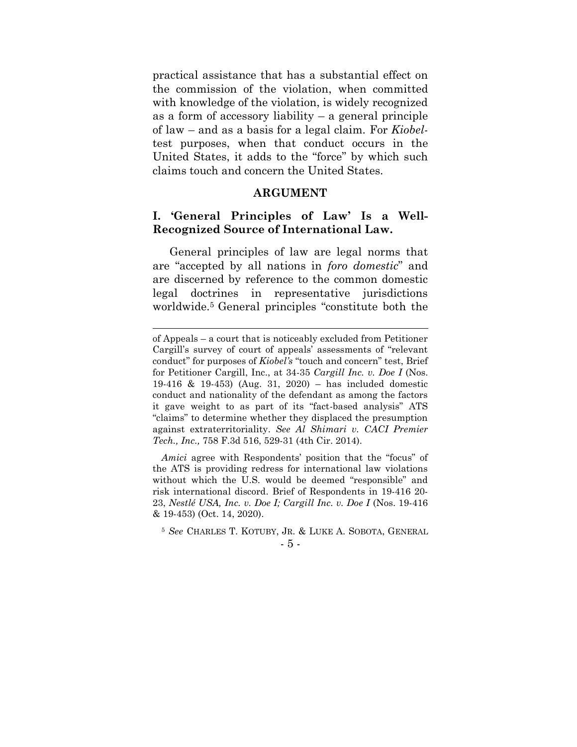practical assistance that has a substantial effect on the commission of the violation, when committed with knowledge of the violation, is widely recognized as a form of accessory liability – a general principle of law – and as a basis for a legal claim. For *Kiobel*-test purposes, when that conduct occurs in the United States, it adds to the "force" by which such claims touch and concern the United States.

## ARGUMENT

### I. 'General Principles of Law' Is a Well-Recognized Source of International Law.

General principles of law are legal norms that are "accepted by all nations in *foro domestic*" and are discerned by reference to the common domestic legal doctrines in representative jurisdictions worldwide.[5] General principles "constitute both the

---

of Appeals – a court that is noticeably excluded from Petitioner Cargill's survey of court of appeals' assessments of "relevant conduct" for purposes of *Kiobel's* "touch and concern" test, Brief for Petitioner Cargill, Inc., at 34-35 *Cargill Inc. v. Doe I* (Nos. 19-416 & 19-453) (Aug. 31, 2020) – has included domestic conduct and nationality of the defendant as among the factors it gave weight to as part of its "fact-based analysis" ATS "claims" to determine whether they displaced the presumption against extraterritoriality. *See Al Shimari v. CACI Premier Tech., Inc.,* 758 F.3d 516, 529-31 (4th Cir. 2014).

*Amici* agree with Respondents' position that the "focus" of the ATS is providing redress for international law violations without which the U.S. would be deemed "responsible" and risk international discord. Brief of Respondents in 19-416 20-23, *Nestlé USA, Inc. v. Doe I; Cargill Inc. v. Doe I* (Nos. 19-416 & 19-453) (Oct. 14, 2020).

[5] *See* CHARLES T. KOTUBY, JR. & LUKE A. SOBOTA, GENERAL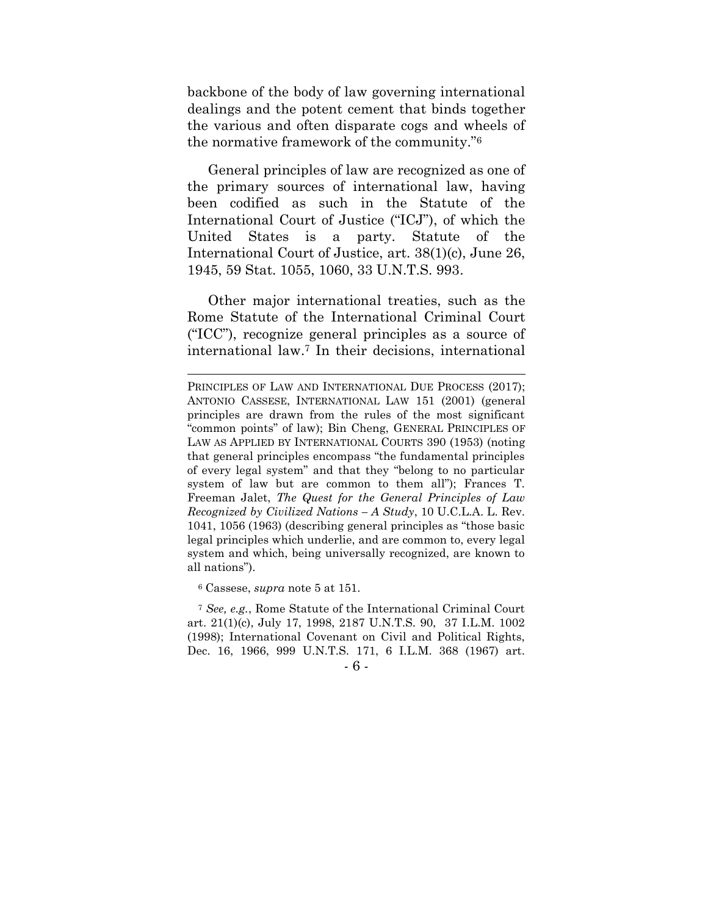backbone of the body of law governing international dealings and the potent cement that binds together the various and often disparate cogs and wheels of the normative framework of the community."[6]

General principles of law are recognized as one of the primary sources of international law, having been codified as such in the Statute of the International Court of Justice ("ICJ"), of which the United States is a party. Statute of the International Court of Justice, art. 38(1)(c), June 26, 1945, 59 Stat. 1055, 1060, 33 U.N.T.S. 993.

Other major international treaties, such as the Rome Statute of the International Criminal Court ("ICC"), recognize general principles as a source of international law.[7] In their decisions, international

---

PRINCIPLES OF LAW AND INTERNATIONAL DUE PROCESS (2017); ANTONIO CASSESE, INTERNATIONAL LAW 151 (2001) (general principles are drawn from the rules of the most significant "common points" of law); Bin Cheng, GENERAL PRINCIPLES OF LAW AS APPLIED BY INTERNATIONAL COURTS 390 (1953) (noting that general principles encompass "the fundamental principles of every legal system" and that they "belong to no particular system of law but are common to them all"); Frances T. Freeman Jalet, *The Quest for the General Principles of Law Recognized by Civilized Nations – A Study*, 10 U.C.L.A. L. Rev. 1041, 1056 (1963) (describing general principles as "those basic legal principles which underlie, and are common to, every legal system and which, being universally recognized, are known to all nations").

[6] Cassese, *supra* note 5 at 151.

[7] *See, e.g.*, Rome Statute of the International Criminal Court art. 21(1)(c), July 17, 1998, 2187 U.N.T.S. 90, 37 I.L.M. 1002 (1998); International Covenant on Civil and Political Rights, Dec. 16, 1966, 999 U.N.T.S. 171, 6 I.L.M. 368 (1967) art.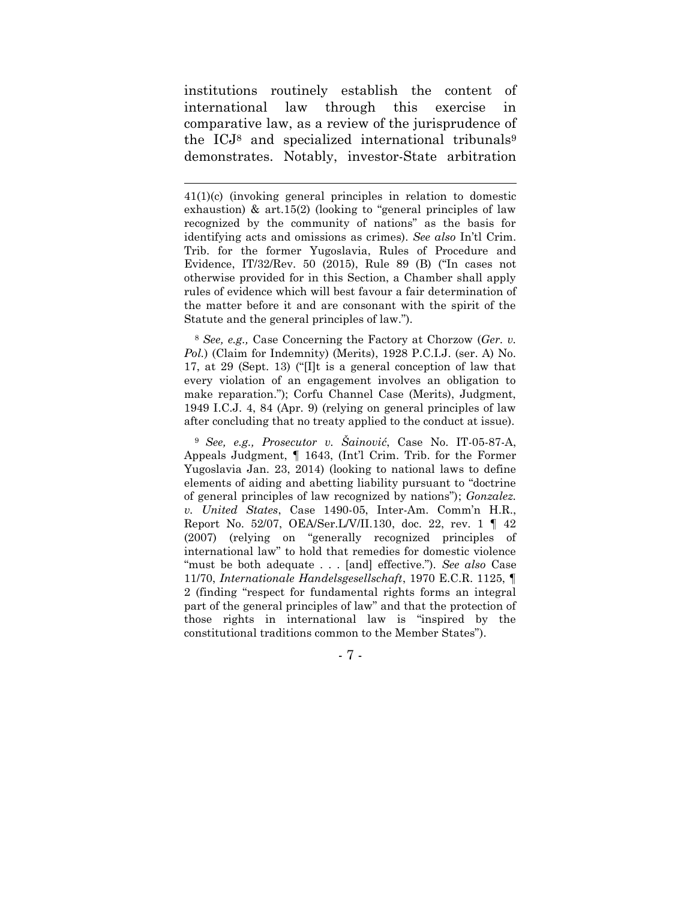institutions routinely establish the content of international law through this exercise in comparative law, as a review of the jurisprudence of the ICJ[8] and specialized international tribunals[9] demonstrates. Notably, investor-State arbitration

---

41(1)(c) (invoking general principles in relation to domestic exhaustion) & art.15(2) (looking to "general principles of law recognized by the community of nations" as the basis for identifying acts and omissions as crimes). *See also* In'tl Crim. Trib. for the former Yugoslavia, Rules of Procedure and Evidence, IT/32/Rev. 50 (2015), Rule 89 (B) ("In cases not otherwise provided for in this Section, a Chamber shall apply rules of evidence which will best favour a fair determination of the matter before it and are consonant with the spirit of the Statute and the general principles of law.").

[8] *See, e.g.,* Case Concerning the Factory at Chorzow (*Ger. v. Pol.*) (Claim for Indemnity) (Merits), 1928 P.C.I.J. (ser. A) No. 17, at 29 (Sept. 13) ("[I]t is a general conception of law that every violation of an engagement involves an obligation to make reparation."); Corfu Channel Case (Merits), Judgment, 1949 I.C.J. 4, 84 (Apr. 9) (relying on general principles of law after concluding that no treaty applied to the conduct at issue).

[9] *See, e.g., Prosecutor v. Šainović*, Case No. IT-05-87-A, Appeals Judgment, ¶ 1643, (Int'l Crim. Trib. for the Former Yugoslavia Jan. 23, 2014) (looking to national laws to define elements of aiding and abetting liability pursuant to "doctrine of general principles of law recognized by nations"); *Gonzalez. v. United States*, Case 1490-05, Inter-Am. Comm'n H.R., Report No. 52/07, OEA/Ser.L/V/II.130, doc. 22, rev. 1 ¶ 42 (2007) (relying on "generally recognized principles of international law" to hold that remedies for domestic violence "must be both adequate . . . [and] effective."). *See also* Case 11/70, *Internationale Handelsgesellschaft*, 1970 E.C.R. 1125, ¶ 2 (finding "respect for fundamental rights forms an integral part of the general principles of law" and that the protection of those rights in international law is "inspired by the constitutional traditions common to the Member States").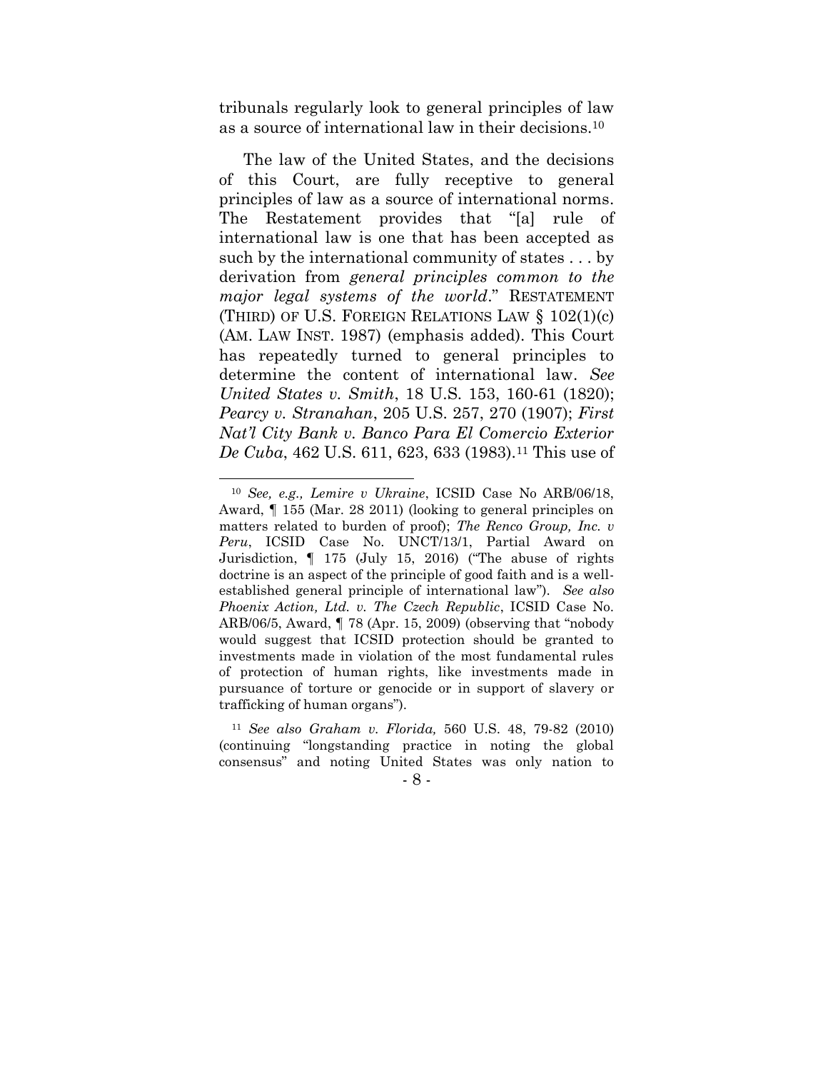tribunals regularly look to general principles of law as a source of international law in their decisions.[10]

The law of the United States, and the decisions of this Court, are fully receptive to general principles of law as a source of international norms. The Restatement provides that "[a] rule of international law is one that has been accepted as such by the international community of states . . . by derivation from *general principles common to the major legal systems of the world*." RESTATEMENT (THIRD) OF U.S. FOREIGN RELATIONS LAW § 102(1)(c) (AM. LAW INST. 1987) (emphasis added). This Court has repeatedly turned to general principles to determine the content of international law. *See United States v. Smith*, 18 U.S. 153, 160-61 (1820); *Pearcy v. Stranahan*, 205 U.S. 257, 270 (1907); *First Nat'l City Bank v. Banco Para El Comercio Exterior De Cuba*, 462 U.S. 611, 623, 633 (1983).[11] This use of

---

[10] *See, e.g., Lemire v Ukraine*, ICSID Case No ARB/06/18, Award, ¶ 155 (Mar. 28 2011) (looking to general principles on matters related to burden of proof); *The Renco Group, Inc. v Peru*, ICSID Case No. UNCT/13/1, Partial Award on Jurisdiction, ¶ 175 (July 15, 2016) ("The abuse of rights doctrine is an aspect of the principle of good faith and is a well-established general principle of international law"). *See also Phoenix Action, Ltd. v. The Czech Republic*, ICSID Case No. ARB/06/5, Award, ¶ 78 (Apr. 15, 2009) (observing that "nobody would suggest that ICSID protection should be granted to investments made in violation of the most fundamental rules of protection of human rights, like investments made in pursuance of torture or genocide or in support of slavery or trafficking of human organs").

[11] *See also Graham v. Florida,* 560 U.S. 48, 79-82 (2010) (continuing "longstanding practice in noting the global consensus" and noting United States was only nation to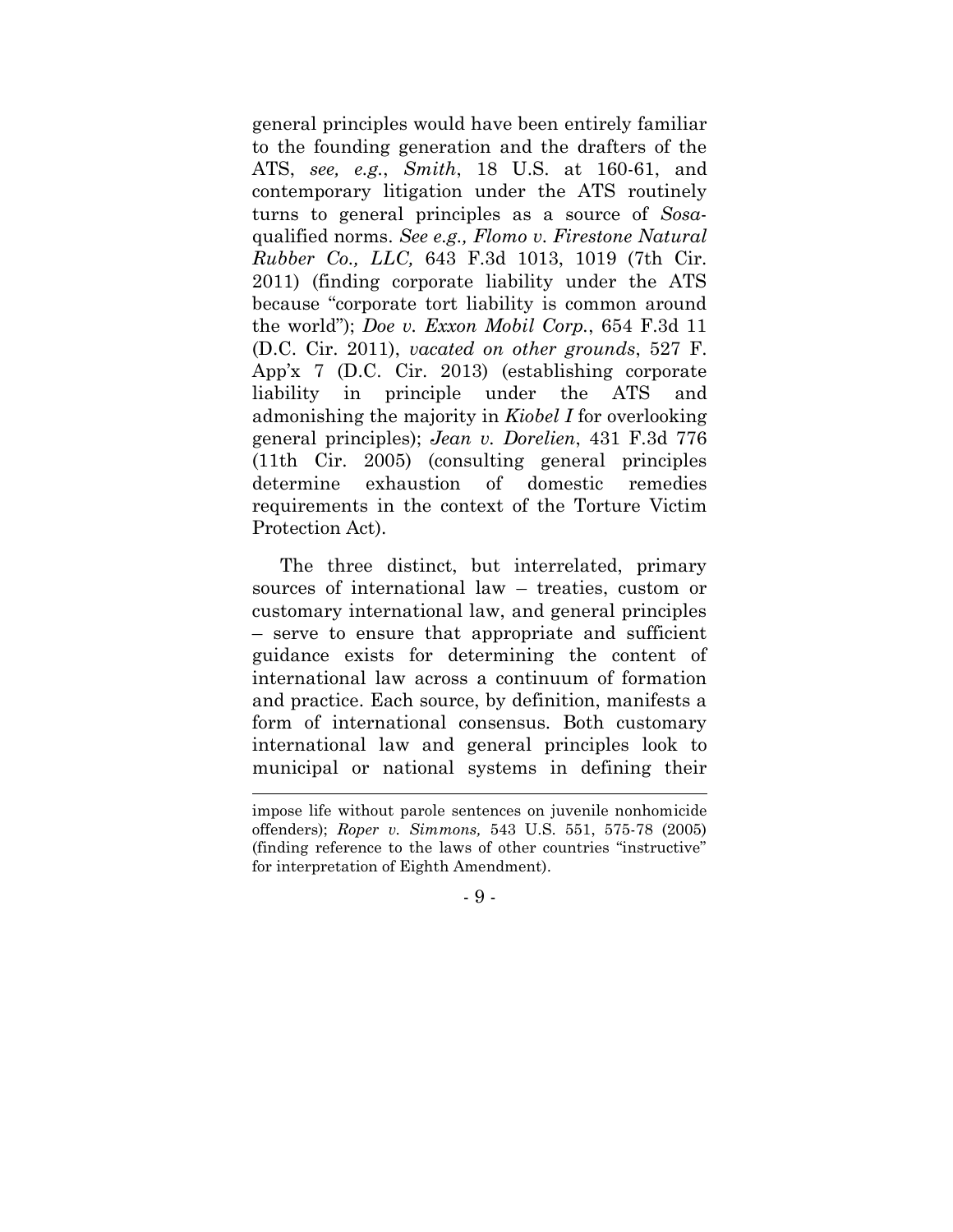general principles would have been entirely familiar to the founding generation and the drafters of the ATS, *see, e.g.*, *Smith*, 18 U.S. at 160-61, and contemporary litigation under the ATS routinely turns to general principles as a source of *Sosa*-qualified norms. *See e.g., Flomo v. Firestone Natural Rubber Co., LLC,* 643 F.3d 1013, 1019 (7th Cir. 2011) (finding corporate liability under the ATS because "corporate tort liability is common around the world"); *Doe v. Exxon Mobil Corp.*, 654 F.3d 11 (D.C. Cir. 2011), *vacated on other grounds*, 527 F. App'x 7 (D.C. Cir. 2013) (establishing corporate liability in principle under the ATS and admonishing the majority in *Kiobel I* for overlooking general principles); *Jean v. Dorelien*, 431 F.3d 776 (11th Cir. 2005) (consulting general principles determine exhaustion of domestic remedies requirements in the context of the Torture Victim Protection Act).

The three distinct, but interrelated, primary sources of international law – treaties, custom or customary international law, and general principles – serve to ensure that appropriate and sufficient guidance exists for determining the content of international law across a continuum of formation and practice. Each source, by definition, manifests a form of international consensus. Both customary international law and general principles look to municipal or national systems in defining their

---

impose life without parole sentences on juvenile nonhomicide offenders); *Roper v. Simmons,* 543 U.S. 551, 575-78 (2005) (finding reference to the laws of other countries "instructive" for interpretation of Eighth Amendment).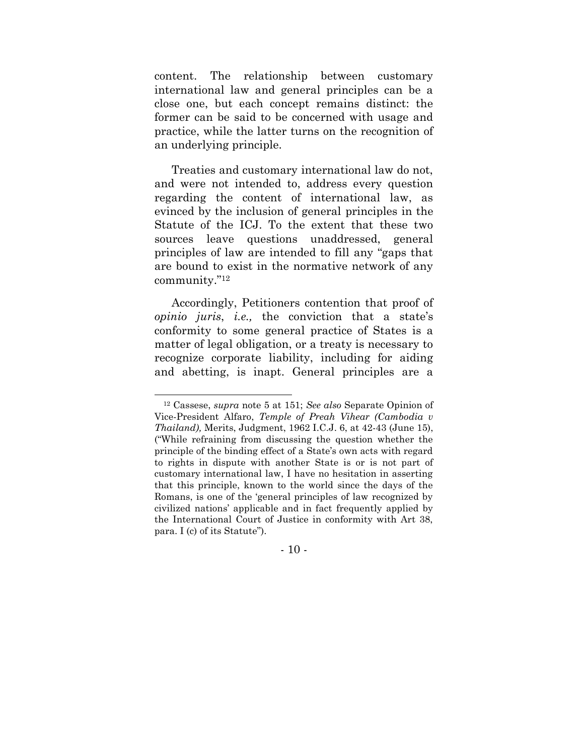content. The relationship between customary international law and general principles can be a close one, but each concept remains distinct: the former can be said to be concerned with usage and practice, while the latter turns on the recognition of an underlying principle.

Treaties and customary international law do not, and were not intended to, address every question regarding the content of international law, as evinced by the inclusion of general principles in the Statute of the ICJ. To the extent that these two sources leave questions unaddressed, general principles of law are intended to fill any "gaps that are bound to exist in the normative network of any community."[12]

Accordingly, Petitioners contention that proof of *opinio juris*, *i.e.,* the conviction that a state's conformity to some general practice of States is a matter of legal obligation, or a treaty is necessary to recognize corporate liability, including for aiding and abetting, is inapt. General principles are a

---

[12] Cassese, *supra* note 5 at 151; *See also* Separate Opinion of Vice-President Alfaro, *Temple of Preah Vihear (Cambodia v Thailand),* Merits, Judgment, 1962 I.C.J. 6, at 42-43 (June 15), ("While refraining from discussing the question whether the principle of the binding effect of a State's own acts with regard to rights in dispute with another State is or is not part of customary international law, I have no hesitation in asserting that this principle, known to the world since the days of the Romans, is one of the 'general principles of law recognized by civilized nations' applicable and in fact frequently applied by the International Court of Justice in conformity with Art 38, para. I (c) of its Statute").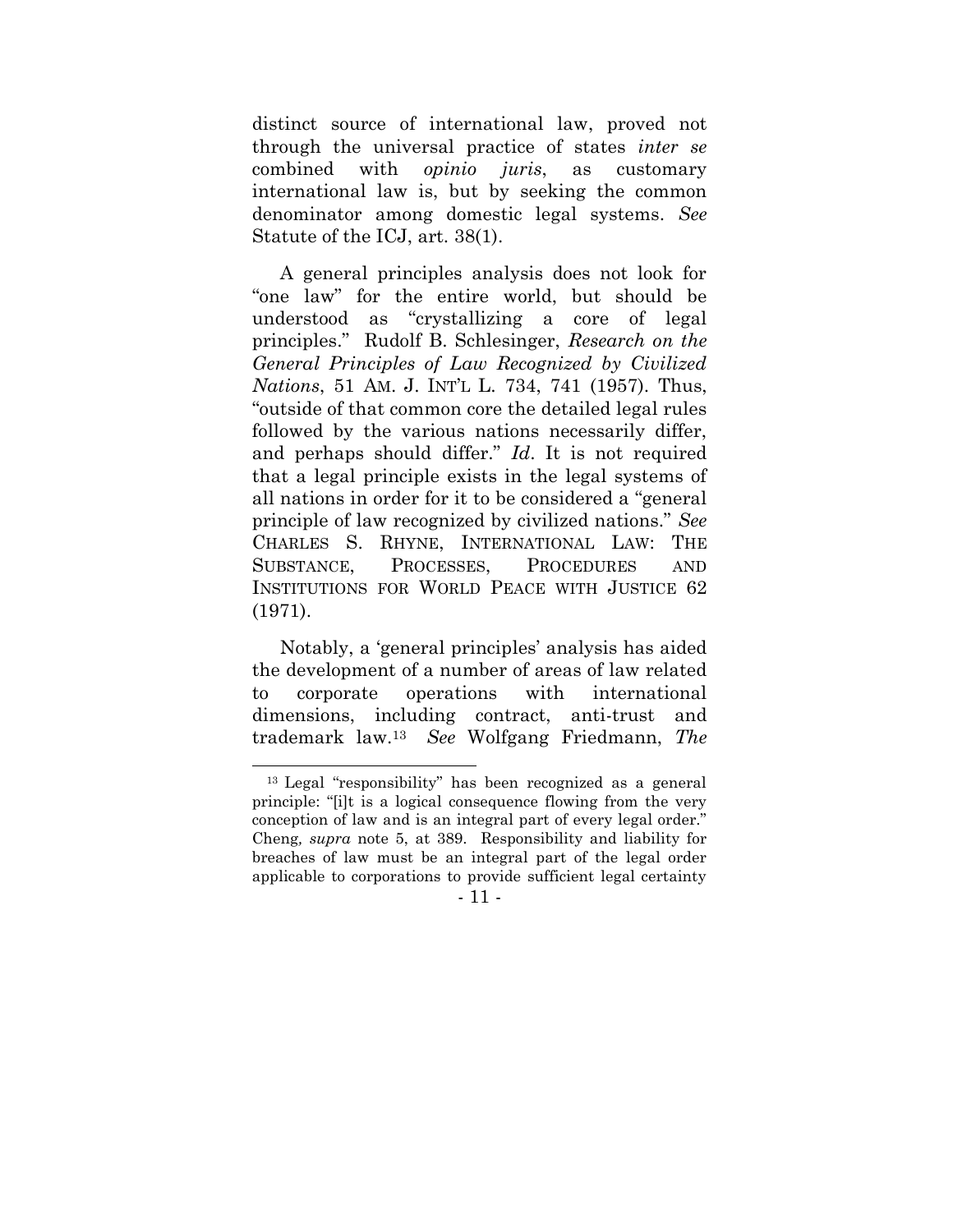distinct source of international law, proved not through the universal practice of states *inter se* combined with *opinio juris*, as customary international law is, but by seeking the common denominator among domestic legal systems. *See* Statute of the ICJ, art. 38(1).

A general principles analysis does not look for "one law" for the entire world, but should be understood as "crystallizing a core of legal principles." Rudolf B. Schlesinger, *Research on the General Principles of Law Recognized by Civilized Nations*, 51 AM. J. INT'L L. 734, 741 (1957). Thus, "outside of that common core the detailed legal rules followed by the various nations necessarily differ, and perhaps should differ." *Id*. It is not required that a legal principle exists in the legal systems of all nations in order for it to be considered a "general principle of law recognized by civilized nations." *See* CHARLES S. RHYNE, INTERNATIONAL LAW: THE SUBSTANCE, PROCESSES, PROCEDURES AND INSTITUTIONS FOR WORLD PEACE WITH JUSTICE 62 (1971).

Notably, a 'general principles' analysis has aided the development of a number of areas of law related to corporate operations with international dimensions, including contract, anti-trust and trademark law.[13] *See* Wolfgang Friedmann, *The*

[13] Legal "responsibility" has been recognized as a general principle: "[i]t is a logical consequence flowing from the very conception of law and is an integral part of every legal order." Cheng, *supra* note 5, at 389. Responsibility and liability for breaches of law must be an integral part of the legal order applicable to corporations to provide sufficient legal certainty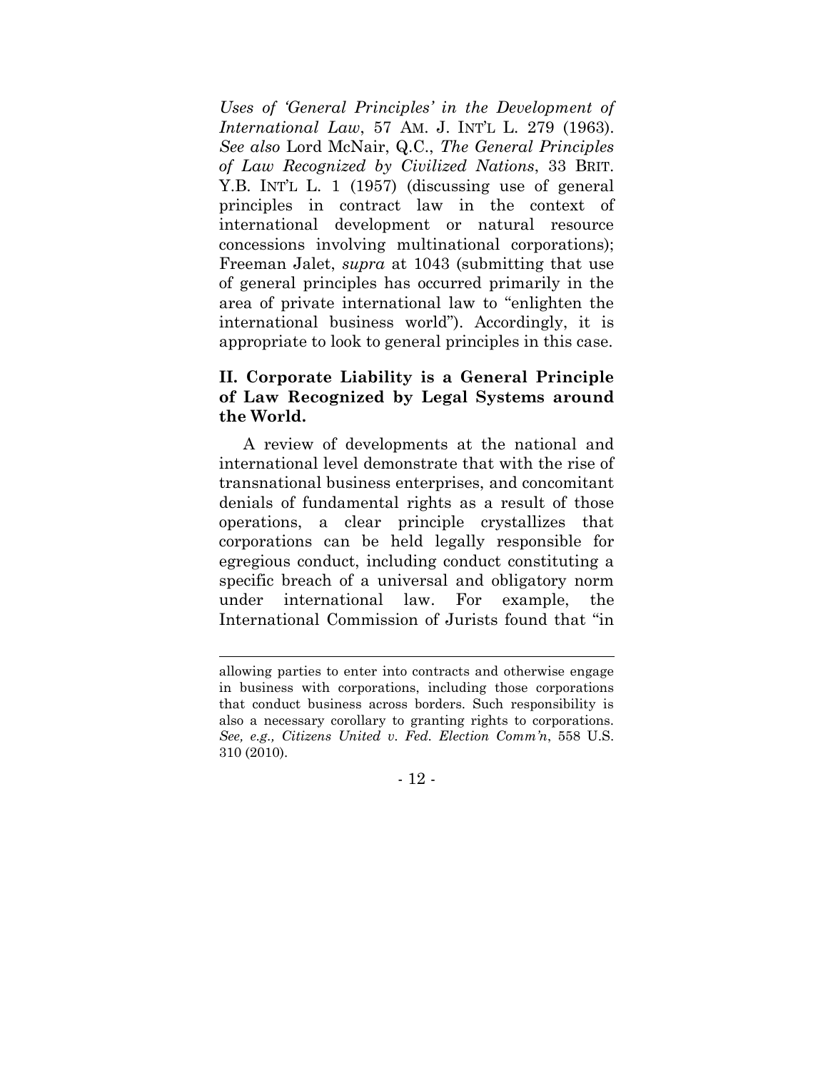*Uses of 'General Principles' in the Development of International Law*, 57 AM. J. INT'L L. 279 (1963). *See also* Lord McNair, Q.C., *The General Principles of Law Recognized by Civilized Nations*, 33 BRIT. Y.B. INT'L L. 1 (1957) (discussing use of general principles in contract law in the context of international development or natural resource concessions involving multinational corporations); Freeman Jalet, *supra* at 1043 (submitting that use of general principles has occurred primarily in the area of private international law to "enlighten the international business world"). Accordingly, it is appropriate to look to general principles in this case.

## II. Corporate Liability is a General Principle of Law Recognized by Legal Systems around the World.

A review of developments at the national and international level demonstrate that with the rise of transnational business enterprises, and concomitant denials of fundamental rights as a result of those operations, a clear principle crystallizes that corporations can be held legally responsible for egregious conduct, including conduct constituting a specific breach of a universal and obligatory norm under international law. For example, the International Commission of Jurists found that "in

---

allowing parties to enter into contracts and otherwise engage in business with corporations, including those corporations that conduct business across borders. Such responsibility is also a necessary corollary to granting rights to corporations. *See, e.g., Citizens United v. Fed. Election Comm'n*, 558 U.S. 310 (2010).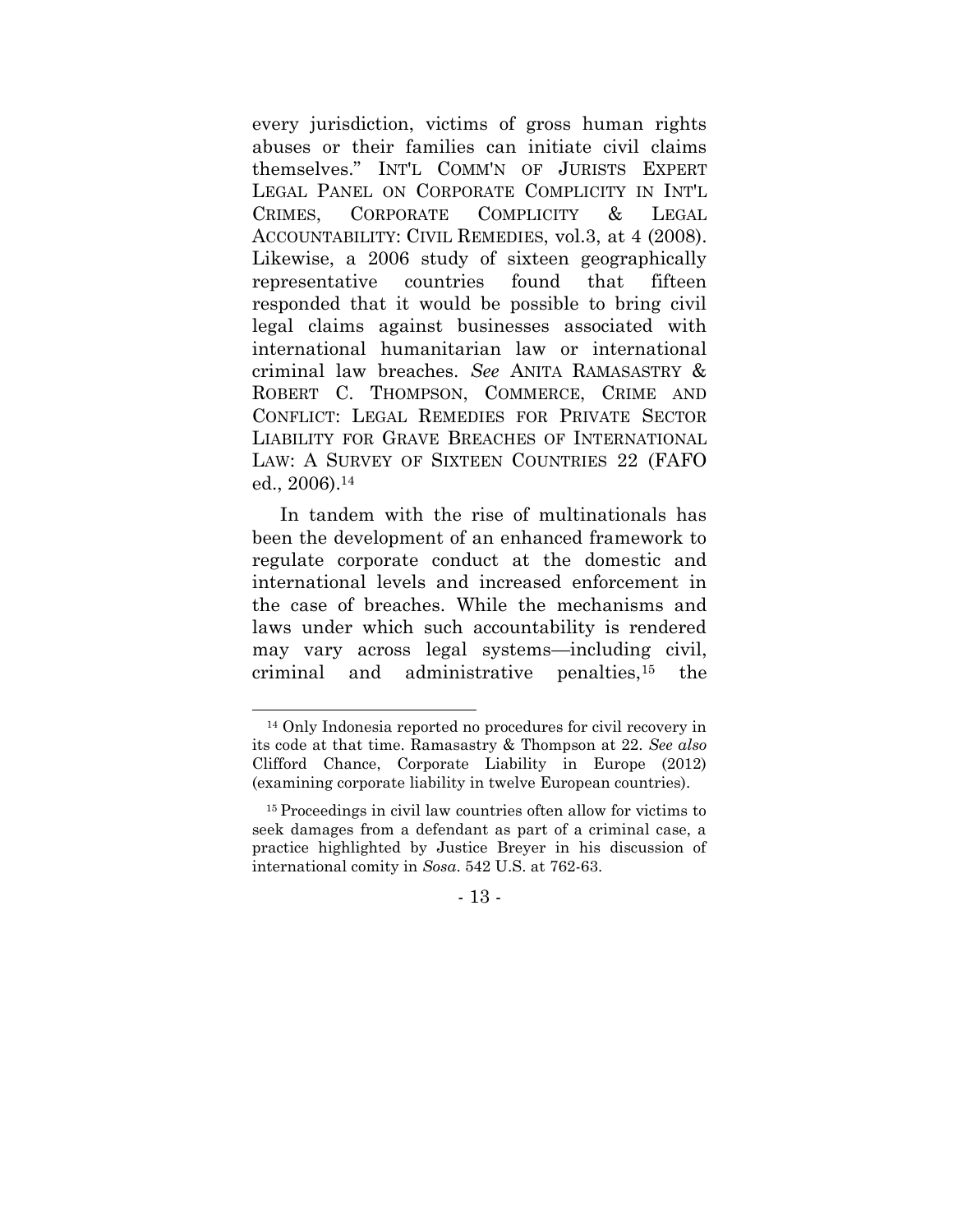every jurisdiction, victims of gross human rights abuses or their families can initiate civil claims themselves." INT'L COMM'N OF JURISTS EXPERT LEGAL PANEL ON CORPORATE COMPLICITY IN INT'L CRIMES, CORPORATE COMPLICITY & LEGAL ACCOUNTABILITY: CIVIL REMEDIES, vol.3, at 4 (2008). Likewise, a 2006 study of sixteen geographically representative countries found that fifteen responded that it would be possible to bring civil legal claims against businesses associated with international humanitarian law or international criminal law breaches. *See* ANITA RAMASASTRY & ROBERT C. THOMPSON, COMMERCE, CRIME AND CONFLICT: LEGAL REMEDIES FOR PRIVATE SECTOR LIABILITY FOR GRAVE BREACHES OF INTERNATIONAL LAW: A SURVEY OF SIXTEEN COUNTRIES 22 (FAFO ed., 2006).[14]

In tandem with the rise of multinationals has been the development of an enhanced framework to regulate corporate conduct at the domestic and international levels and increased enforcement in the case of breaches. While the mechanisms and laws under which such accountability is rendered may vary across legal systems—including civil, criminal and administrative penalties,[15] the

---

[14] Only Indonesia reported no procedures for civil recovery in its code at that time. Ramasastry & Thompson at 22. *See also* Clifford Chance, Corporate Liability in Europe (2012) (examining corporate liability in twelve European countries).

[15] Proceedings in civil law countries often allow for victims to seek damages from a defendant as part of a criminal case, a practice highlighted by Justice Breyer in his discussion of international comity in *Sosa*. 542 U.S. at 762-63.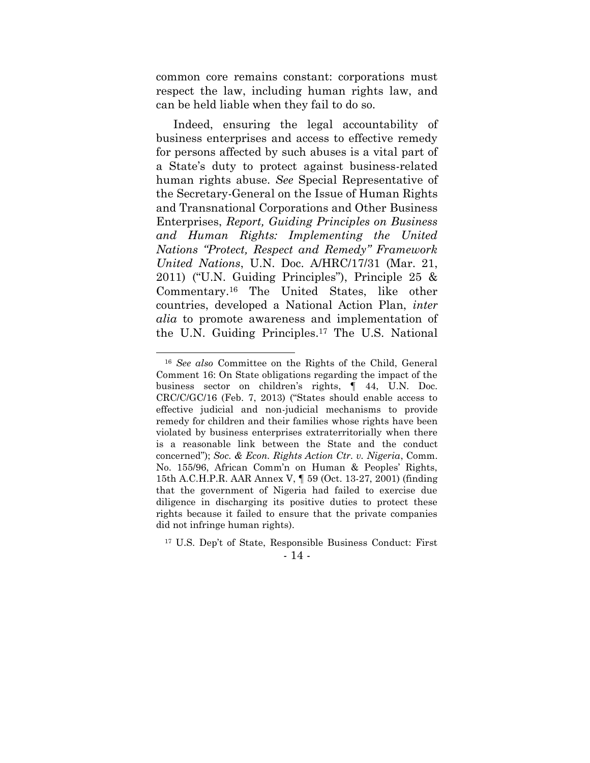common core remains constant: corporations must respect the law, including human rights law, and can be held liable when they fail to do so.

Indeed, ensuring the legal accountability of business enterprises and access to effective remedy for persons affected by such abuses is a vital part of a State's duty to protect against business-related human rights abuse. *See* Special Representative of the Secretary-General on the Issue of Human Rights and Transnational Corporations and Other Business Enterprises, *Report, Guiding Principles on Business and Human Rights: Implementing the United Nations "Protect, Respect and Remedy" Framework United Nations*, U.N. Doc. A/HRC/17/31 (Mar. 21, 2011) ("U.N. Guiding Principles"), Principle 25 & Commentary.[16] The United States, like other countries, developed a National Action Plan, *inter alia* to promote awareness and implementation of the U.N. Guiding Principles.[17] The U.S. National

---

[16] *See also* Committee on the Rights of the Child, General Comment 16: On State obligations regarding the impact of the business sector on children's rights, ¶ 44, U.N. Doc. CRC/C/GC/16 (Feb. 7, 2013) ("States should enable access to effective judicial and non-judicial mechanisms to provide remedy for children and their families whose rights have been violated by business enterprises extraterritorially when there is a reasonable link between the State and the conduct concerned"); *Soc. & Econ. Rights Action Ctr. v. Nigeria*, Comm. No. 155/96, African Comm'n on Human & Peoples' Rights, 15th A.C.H.P.R. AAR Annex V, ¶ 59 (Oct. 13-27, 2001) (finding that the government of Nigeria had failed to exercise due diligence in discharging its positive duties to protect these rights because it failed to ensure that the private companies did not infringe human rights).

[17] U.S. Dep't of State, Responsible Business Conduct: First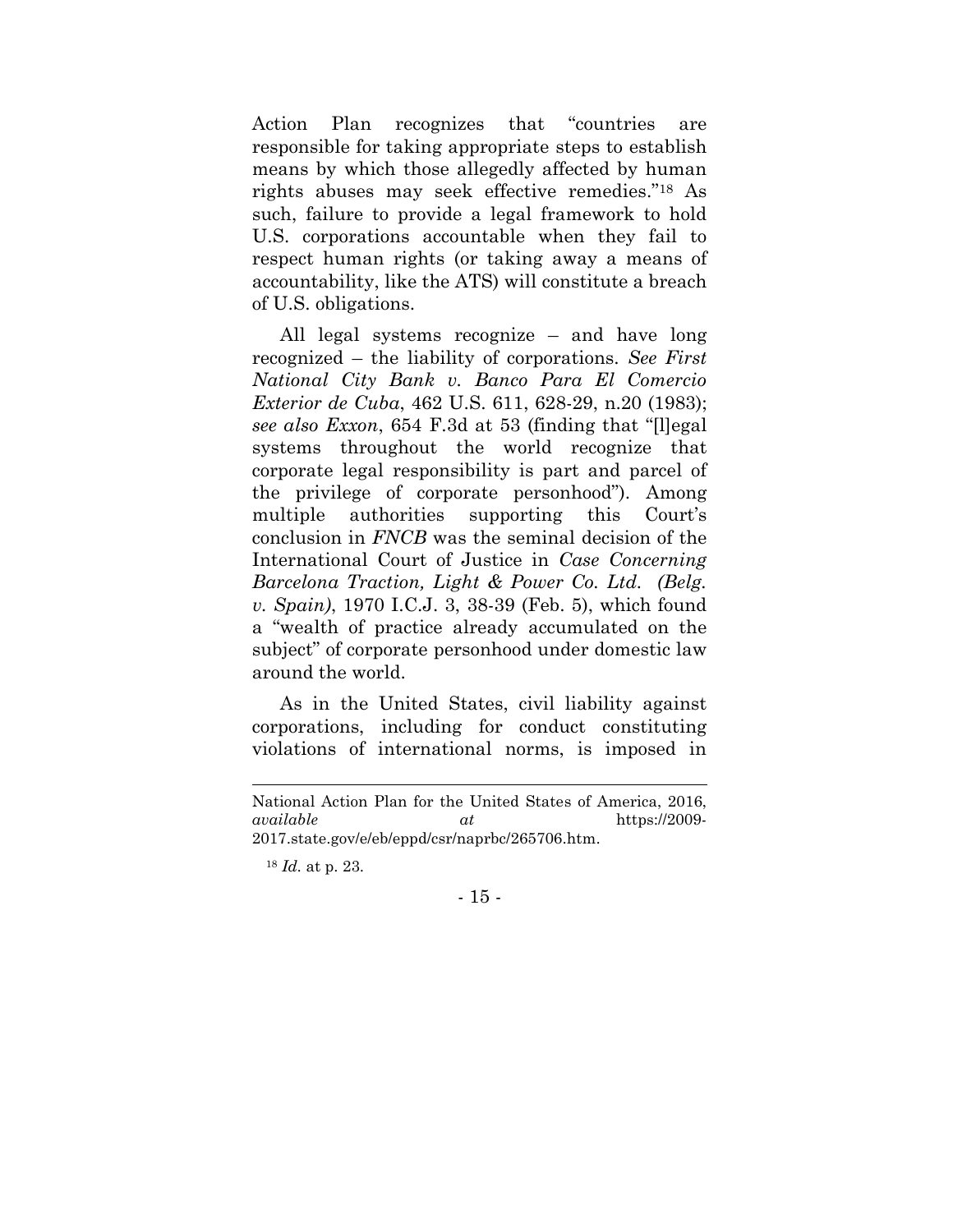Action Plan recognizes that "countries are responsible for taking appropriate steps to establish means by which those allegedly affected by human rights abuses may seek effective remedies."[18] As such, failure to provide a legal framework to hold U.S. corporations accountable when they fail to respect human rights (or taking away a means of accountability, like the ATS) will constitute a breach of U.S. obligations.

All legal systems recognize – and have long recognized – the liability of corporations. *See First National City Bank v. Banco Para El Comercio Exterior de Cuba*, 462 U.S. 611, 628-29, n.20 (1983); *see also Exxon*, 654 F.3d at 53 (finding that "[l]egal systems throughout the world recognize that corporate legal responsibility is part and parcel of the privilege of corporate personhood"). Among multiple authorities supporting this Court's conclusion in *FNCB* was the seminal decision of the International Court of Justice in *Case Concerning Barcelona Traction, Light & Power Co. Ltd. (Belg. v. Spain)*, 1970 I.C.J. 3, 38-39 (Feb. 5), which found a "wealth of practice already accumulated on the subject" of corporate personhood under domestic law around the world.

As in the United States, civil liability against corporations, including for conduct constituting violations of international norms, is imposed in

---

National Action Plan for the United States of America, 2016, *available at* https://2009-2017.state.gov/e/eb/eppd/csr/naprbc/265706.htm.

[18] *Id.* at p. 23.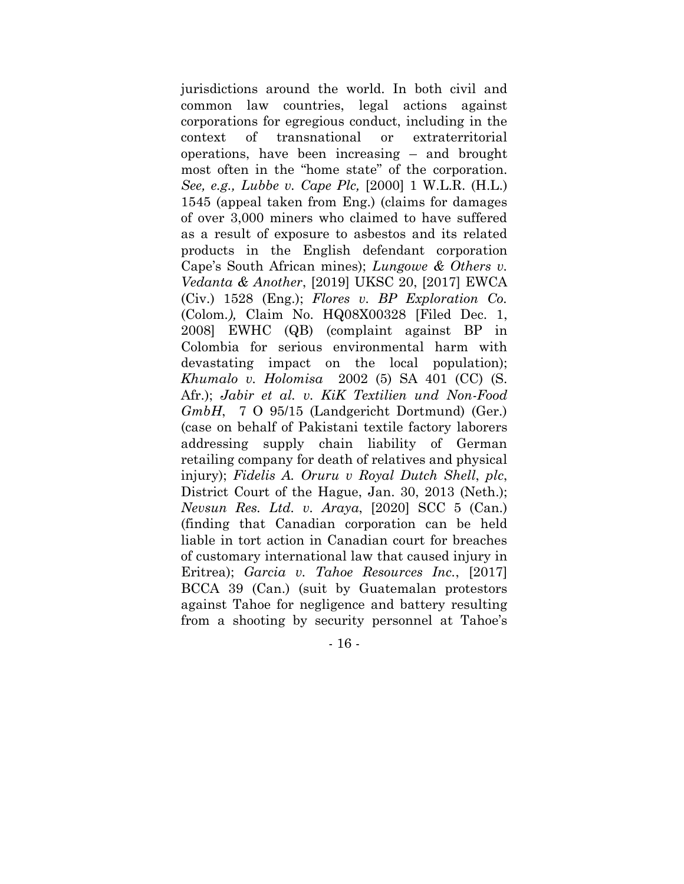jurisdictions around the world. In both civil and common law countries, legal actions against corporations for egregious conduct, including in the context of transnational or extraterritorial operations, have been increasing – and brought most often in the "home state" of the corporation. *See, e.g., Lubbe v. Cape Plc,* [2000] 1 W.L.R. (H.L.) 1545 (appeal taken from Eng.) (claims for damages of over 3,000 miners who claimed to have suffered as a result of exposure to asbestos and its related products in the English defendant corporation Cape's South African mines); *Lungowe & Others v. Vedanta & Another*, [2019] UKSC 20, [2017] EWCA (Civ.) 1528 (Eng.); *Flores v. BP Exploration Co.* (Colom.*),* Claim No. HQ08X00328 [Filed Dec. 1, 2008] EWHC (QB) (complaint against BP in Colombia for serious environmental harm with devastating impact on the local population); *Khumalo v. Holomisa* 2002 (5) SA 401 (CC) (S. Afr.); *Jabir et al. v. KiK Textilien und Non-Food GmbH*, 7 O 95/15 (Landgericht Dortmund) (Ger.) (case on behalf of Pakistani textile factory laborers addressing supply chain liability of German retailing company for death of relatives and physical injury); *Fidelis A. Oruru v Royal Dutch Shell*, *plc*, District Court of the Hague, Jan. 30, 2013 (Neth.); *Nevsun Res. Ltd. v. Araya*, [2020] SCC 5 (Can.) (finding that Canadian corporation can be held liable in tort action in Canadian court for breaches of customary international law that caused injury in Eritrea); *Garcia v. Tahoe Resources Inc.*, [2017] BCCA 39 (Can.) (suit by Guatemalan protestors against Tahoe for negligence and battery resulting from a shooting by security personnel at Tahoe's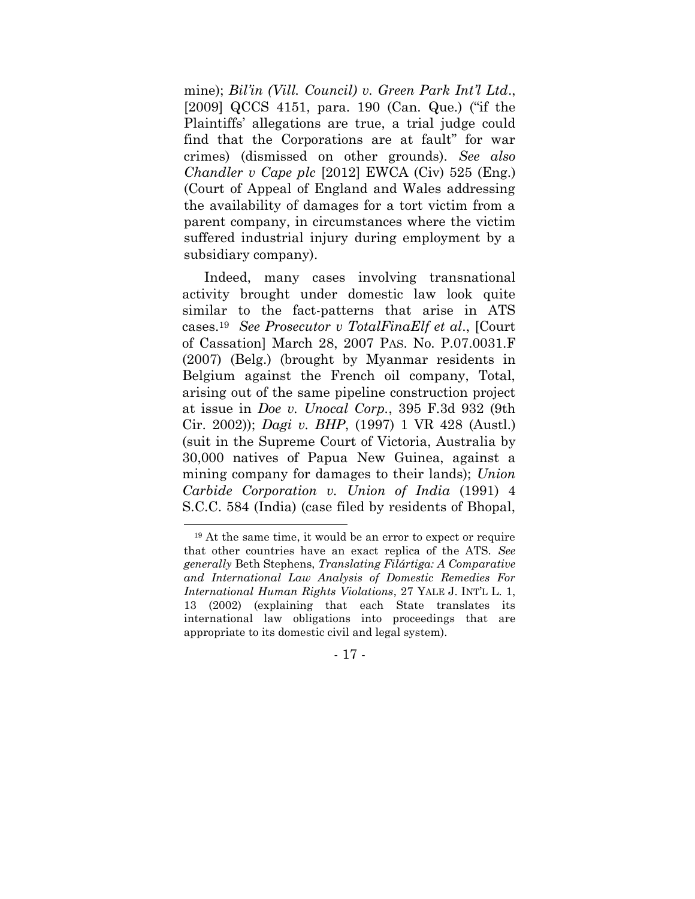mine); *Bil'in (Vill. Council) v. Green Park Int'l Ltd*., [2009] QCCS 4151, para. 190 (Can. Que.) ("if the Plaintiffs' allegations are true, a trial judge could find that the Corporations are at fault" for war crimes) (dismissed on other grounds). *See also Chandler v Cape plc* [2012] EWCA (Civ) 525 (Eng.) (Court of Appeal of England and Wales addressing the availability of damages for a tort victim from a parent company, in circumstances where the victim suffered industrial injury during employment by a subsidiary company).

Indeed, many cases involving transnational activity brought under domestic law look quite similar to the fact-patterns that arise in ATS cases.[19] *See Prosecutor v TotalFinaElf et al*., [Court of Cassation] March 28, 2007 PAS. No. P.07.0031.F (2007) (Belg.) (brought by Myanmar residents in Belgium against the French oil company, Total, arising out of the same pipeline construction project at issue in *Doe v. Unocal Corp.*, 395 F.3d 932 (9th Cir. 2002)); *Dagi v. BHP*, (1997) 1 VR 428 (Austl.) (suit in the Supreme Court of Victoria, Australia by 30,000 natives of Papua New Guinea, against a mining company for damages to their lands); *Union Carbide Corporation v. Union of India* (1991) 4 S.C.C. 584 (India) (case filed by residents of Bhopal,

---

[19] At the same time, it would be an error to expect or require that other countries have an exact replica of the ATS. *See generally* Beth Stephens, *Translating Filártiga: A Comparative and International Law Analysis of Domestic Remedies For International Human Rights Violations*, 27 YALE J. INT'L L. 1, 13 (2002) (explaining that each State translates its international law obligations into proceedings that are appropriate to its domestic civil and legal system).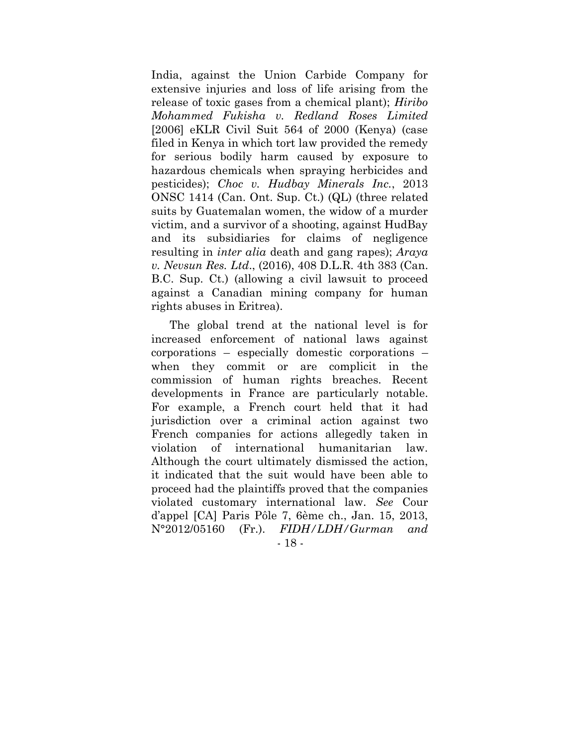India, against the Union Carbide Company for extensive injuries and loss of life arising from the release of toxic gases from a chemical plant); *Hiribo Mohammed Fukisha v. Redland Roses Limited* [2006] eKLR Civil Suit 564 of 2000 (Kenya) (case filed in Kenya in which tort law provided the remedy for serious bodily harm caused by exposure to hazardous chemicals when spraying herbicides and pesticides); *Choc v. Hudbay Minerals Inc.*, 2013 ONSC 1414 (Can. Ont. Sup. Ct.) (QL) (three related suits by Guatemalan women, the widow of a murder victim, and a survivor of a shooting, against HudBay and its subsidiaries for claims of negligence resulting in *inter alia* death and gang rapes); *Araya v. Nevsun Res. Ltd*., (2016), 408 D.L.R. 4th 383 (Can. B.C. Sup. Ct.) (allowing a civil lawsuit to proceed against a Canadian mining company for human rights abuses in Eritrea).

The global trend at the national level is for increased enforcement of national laws against corporations – especially domestic corporations – when they commit or are complicit in the commission of human rights breaches. Recent developments in France are particularly notable. For example, a French court held that it had jurisdiction over a criminal action against two French companies for actions allegedly taken in violation of international humanitarian law. Although the court ultimately dismissed the action, it indicated that the suit would have been able to proceed had the plaintiffs proved that the companies violated customary international law. *See* Cour d'appel [CA] Paris Pôle 7, 6ème ch., Jan. 15, 2013, N°2012/05160 (Fr.). *FIDH/LDH/Gurman and*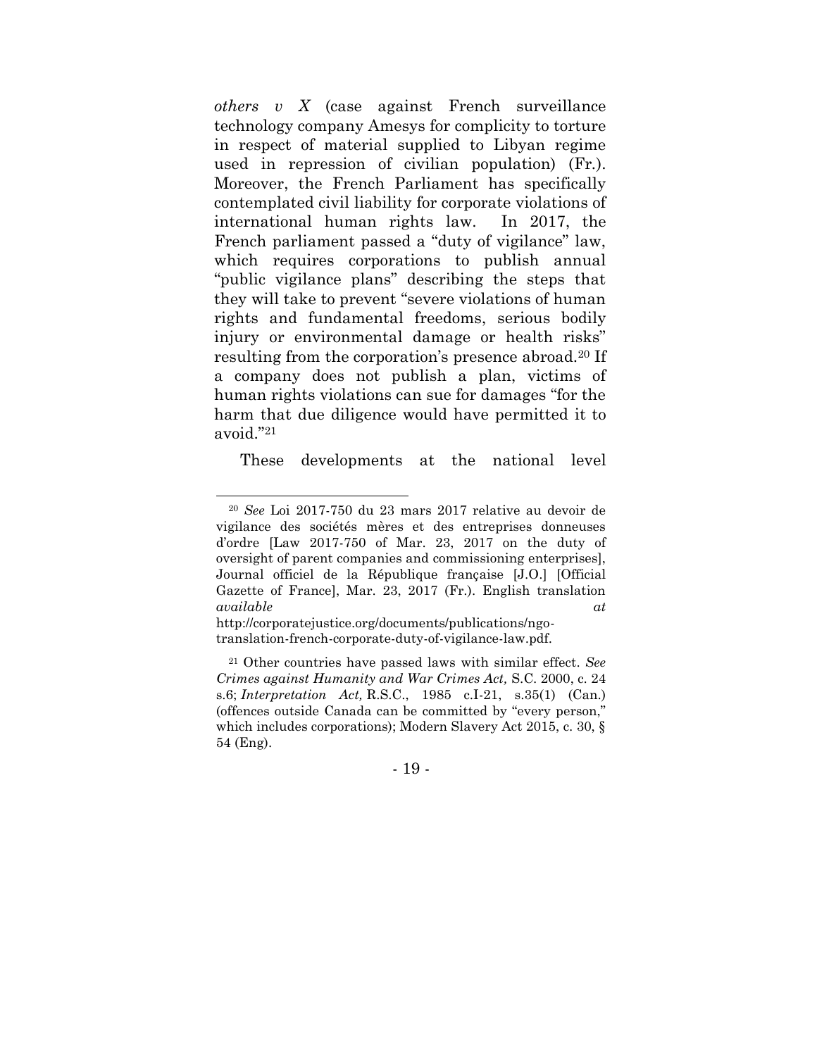*others v X* (case against French surveillance technology company Amesys for complicity to torture in respect of material supplied to Libyan regime used in repression of civilian population) (Fr.). Moreover, the French Parliament has specifically contemplated civil liability for corporate violations of international human rights law. In 2017, the French parliament passed a "duty of vigilance" law, which requires corporations to publish annual "public vigilance plans" describing the steps that they will take to prevent "severe violations of human rights and fundamental freedoms, serious bodily injury or environmental damage or health risks" resulting from the corporation's presence abroad.[20] If a company does not publish a plan, victims of human rights violations can sue for damages "for the harm that due diligence would have permitted it to avoid."[21]

These developments at the national level

---

[20] *See* Loi 2017-750 du 23 mars 2017 relative au devoir de vigilance des sociétés mères et des entreprises donneuses d'ordre [Law 2017-750 of Mar. 23, 2017 on the duty of oversight of parent companies and commissioning enterprises], Journal officiel de la République française [J.O.] [Official Gazette of France], Mar. 23, 2017 (Fr.). English translation *available at* http://corporatejustice.org/documents/publications/ngo-translation-french-corporate-duty-of-vigilance-law.pdf.

[21] Other countries have passed laws with similar effect. *See Crimes against Humanity and War Crimes Act,* S.C. 2000, c. 24 s.6; *Interpretation Act,* R.S.C., 1985 c.I-21, s.35(1) (Can.) (offences outside Canada can be committed by "every person," which includes corporations); Modern Slavery Act 2015, c. 30, § 54 (Eng).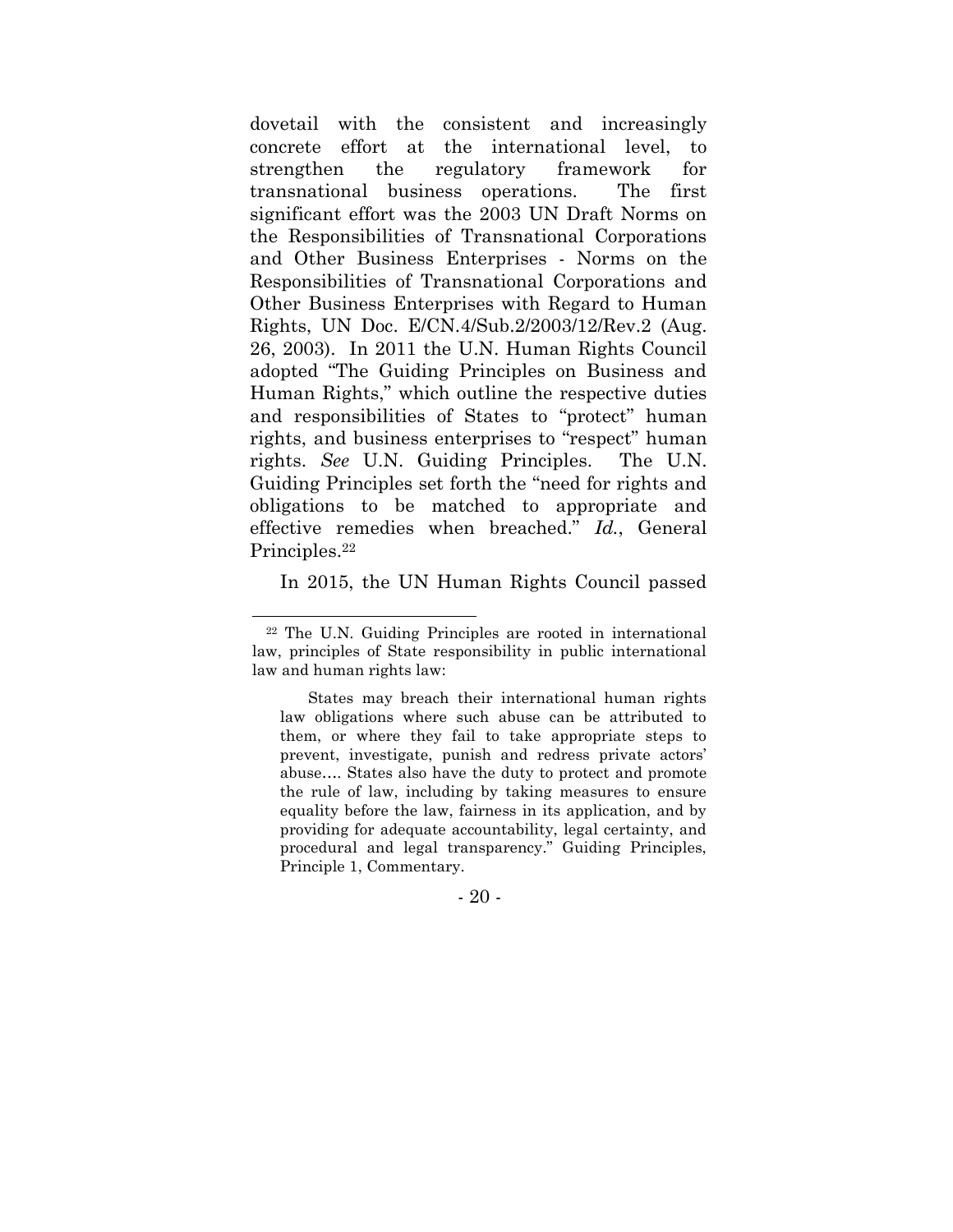dovetail with the consistent and increasingly concrete effort at the international level, to strengthen the regulatory framework for transnational business operations. The first significant effort was the 2003 UN Draft Norms on the Responsibilities of Transnational Corporations and Other Business Enterprises - Norms on the Responsibilities of Transnational Corporations and Other Business Enterprises with Regard to Human Rights, UN Doc. E/CN.4/Sub.2/2003/12/Rev.2 (Aug. 26, 2003). In 2011 the U.N. Human Rights Council adopted "The Guiding Principles on Business and Human Rights," which outline the respective duties and responsibilities of States to "protect" human rights, and business enterprises to "respect" human rights. *See* U.N. Guiding Principles. The U.N. Guiding Principles set forth the "need for rights and obligations to be matched to appropriate and effective remedies when breached." *Id.*, General Principles.[22]

In 2015, the UN Human Rights Council passed

---

[22] The U.N. Guiding Principles are rooted in international law, principles of State responsibility in public international law and human rights law:

> States may breach their international human rights law obligations where such abuse can be attributed to them, or where they fail to take appropriate steps to prevent, investigate, punish and redress private actors' abuse…. States also have the duty to protect and promote the rule of law, including by taking measures to ensure equality before the law, fairness in its application, and by providing for adequate accountability, legal certainty, and procedural and legal transparency." Guiding Principles, Principle 1, Commentary.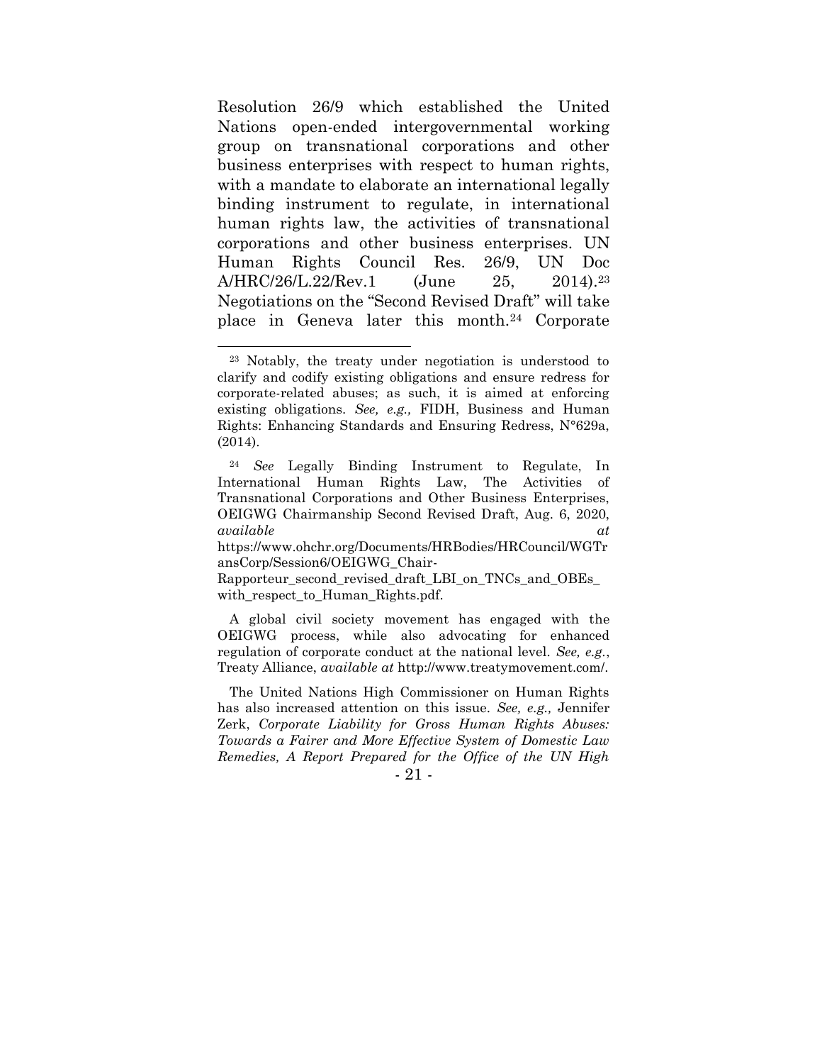Resolution 26/9 which established the United Nations open-ended intergovernmental working group on transnational corporations and other business enterprises with respect to human rights, with a mandate to elaborate an international legally binding instrument to regulate, in international human rights law, the activities of transnational corporations and other business enterprises. UN Human Rights Council Res. 26/9, UN Doc A/HRC/26/L.22/Rev.1 (June 25, 2014).[23] Negotiations on the "Second Revised Draft" will take place in Geneva later this month.[24] Corporate

---

[23] Notably, the treaty under negotiation is understood to clarify and codify existing obligations and ensure redress for corporate-related abuses; as such, it is aimed at enforcing existing obligations. *See, e.g.,* FIDH, Business and Human Rights: Enhancing Standards and Ensuring Redress, N°629a, (2014).

[24] *See* Legally Binding Instrument to Regulate, In International Human Rights Law, The Activities of Transnational Corporations and Other Business Enterprises, OEIGWG Chairmanship Second Revised Draft, Aug. 6, 2020, *available at* https://www.ohchr.org/Documents/HRBodies/HRCouncil/WGTransCorp/Session6/OEIGWG_Chair-Rapporteur_second_revised_draft_LBI_on_TNCs_and_OBEs_with_respect_to_Human_Rights.pdf.

A global civil society movement has engaged with the OEIGWG process, while also advocating for enhanced regulation of corporate conduct at the national level. *See, e.g.*, Treaty Alliance, *available at* http://www.treatymovement.com/.

The United Nations High Commissioner on Human Rights has also increased attention on this issue. *See, e.g.,* Jennifer Zerk, *Corporate Liability for Gross Human Rights Abuses: Towards a Fairer and More Effective System of Domestic Law Remedies, A Report Prepared for the Office of the UN High*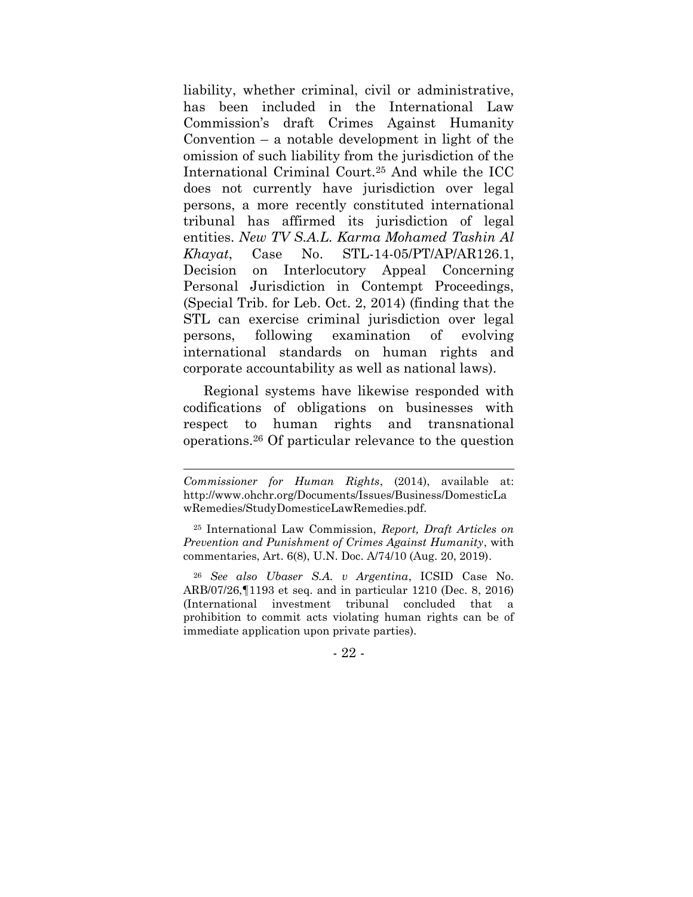liability, whether criminal, civil or administrative, has been included in the International Law Commission's draft Crimes Against Humanity Convention – a notable development in light of the omission of such liability from the jurisdiction of the International Criminal Court.[25] And while the ICC does not currently have jurisdiction over legal persons, a more recently constituted international tribunal has affirmed its jurisdiction of legal entities. *New TV S.A.L. Karma Mohamed Tashin Al Khayat*, Case No. STL-14-05/PT/AP/AR126.1, Decision on Interlocutory Appeal Concerning Personal Jurisdiction in Contempt Proceedings, (Special Trib. for Leb. Oct. 2, 2014) (finding that the STL can exercise criminal jurisdiction over legal persons, following examination of evolving international standards on human rights and corporate accountability as well as national laws).

Regional systems have likewise responded with codifications of obligations on businesses with respect to human rights and transnational operations.[26] Of particular relevance to the question

---

*Commissioner for Human Rights*, (2014), available at: http://www.ohchr.org/Documents/Issues/Business/DomesticLawRemedies/StudyDomesticeLawRemedies.pdf.

[25] International Law Commission, *Report, Draft Articles on Prevention and Punishment of Crimes Against Humanity*, with commentaries, Art. 6(8), U.N. Doc. A/74/10 (Aug. 20, 2019).

[26] *See also Ubaser S.A. v Argentina*, ICSID Case No. ARB/07/26,¶1193 et seq. and in particular 1210 (Dec. 8, 2016) (International investment tribunal concluded that a prohibition to commit acts violating human rights can be of immediate application upon private parties).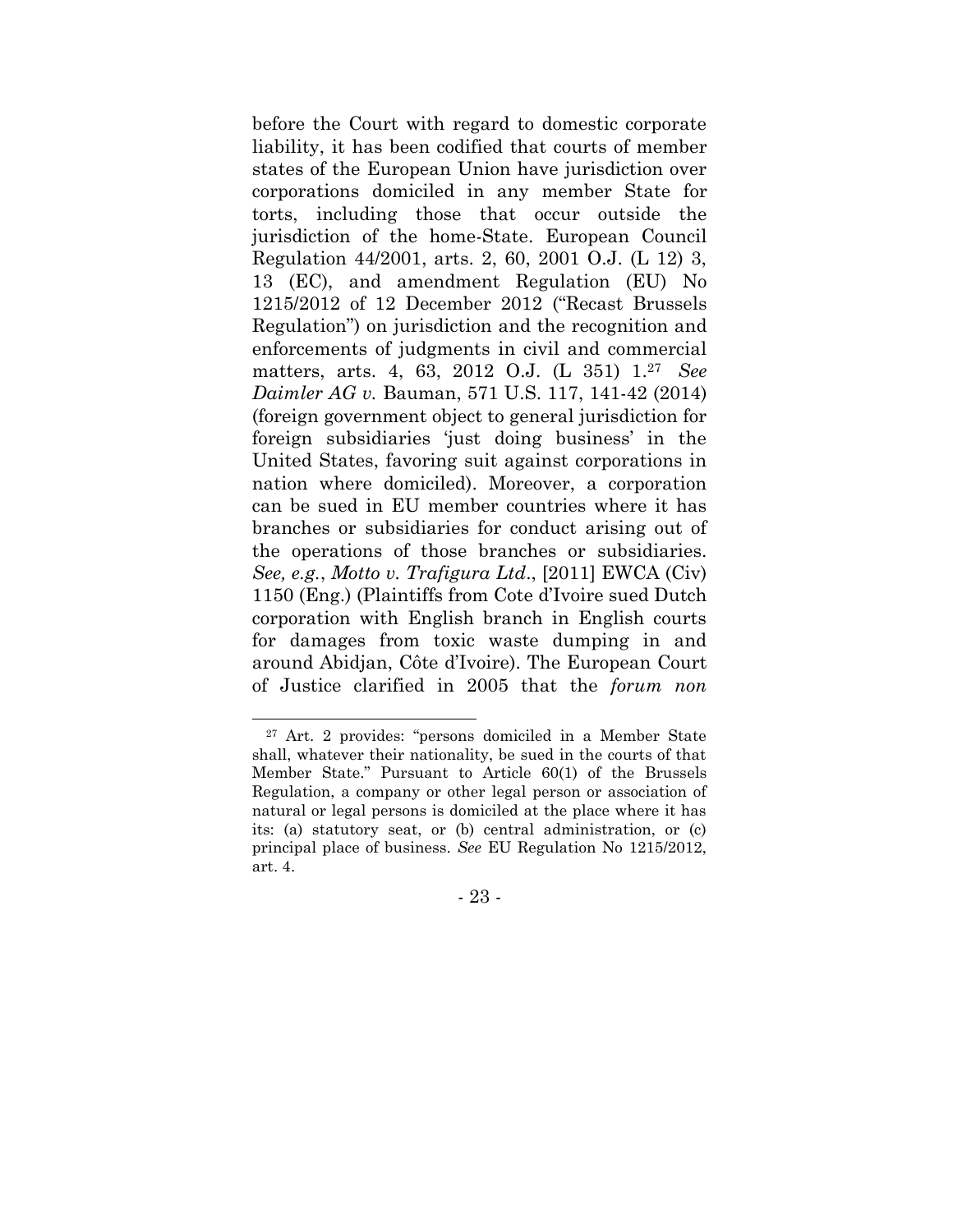before the Court with regard to domestic corporate liability, it has been codified that courts of member states of the European Union have jurisdiction over corporations domiciled in any member State for torts, including those that occur outside the jurisdiction of the home-State. European Council Regulation 44/2001, arts. 2, 60, 2001 O.J. (L 12) 3, 13 (EC), and amendment Regulation (EU) No 1215/2012 of 12 December 2012 ("Recast Brussels Regulation") on jurisdiction and the recognition and enforcements of judgments in civil and commercial matters, arts. 4, 63, 2012 O.J. (L 351) 1.[27] *See Daimler AG v.* Bauman, 571 U.S. 117, 141-42 (2014) (foreign government object to general jurisdiction for foreign subsidiaries 'just doing business' in the United States, favoring suit against corporations in nation where domiciled). Moreover, a corporation can be sued in EU member countries where it has branches or subsidiaries for conduct arising out of the operations of those branches or subsidiaries. *See, e.g.*, *Motto v. Trafigura Ltd*., [2011] EWCA (Civ) 1150 (Eng.) (Plaintiffs from Cote d'Ivoire sued Dutch corporation with English branch in English courts for damages from toxic waste dumping in and around Abidjan, Côte d'Ivoire). The European Court of Justice clarified in 2005 that the *forum non*

[27] Art. 2 provides: "persons domiciled in a Member State shall, whatever their nationality, be sued in the courts of that Member State." Pursuant to Article 60(1) of the Brussels Regulation, a company or other legal person or association of natural or legal persons is domiciled at the place where it has its: (a) statutory seat, or (b) central administration, or (c) principal place of business. *See* EU Regulation No 1215/2012, art. 4.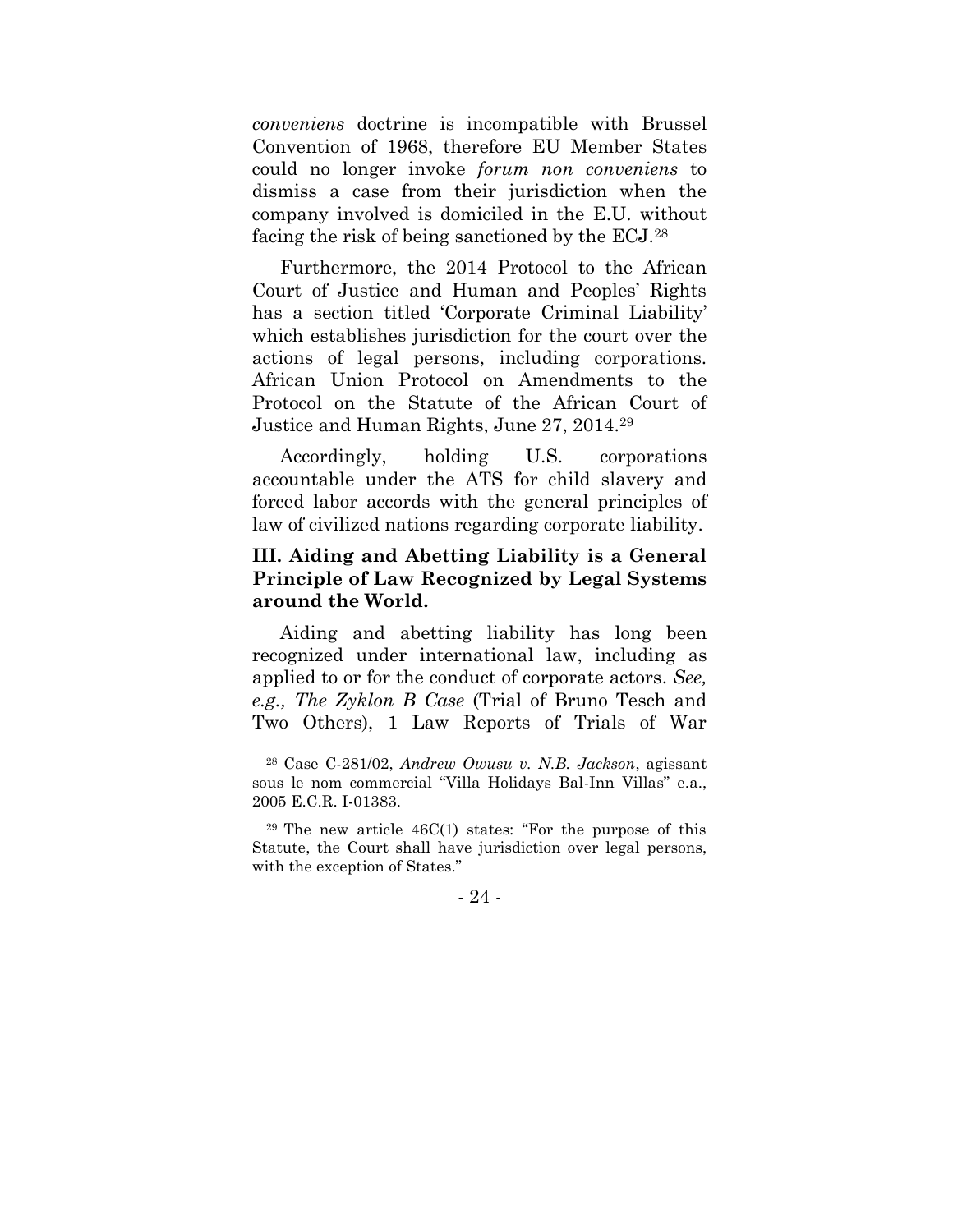*conveniens* doctrine is incompatible with Brussel Convention of 1968, therefore EU Member States could no longer invoke *forum non conveniens* to dismiss a case from their jurisdiction when the company involved is domiciled in the E.U. without facing the risk of being sanctioned by the ECJ.[28]

Furthermore, the 2014 Protocol to the African Court of Justice and Human and Peoples' Rights has a section titled 'Corporate Criminal Liability' which establishes jurisdiction for the court over the actions of legal persons, including corporations. African Union Protocol on Amendments to the Protocol on the Statute of the African Court of Justice and Human Rights, June 27, 2014.[29]

Accordingly, holding U.S. corporations accountable under the ATS for child slavery and forced labor accords with the general principles of law of civilized nations regarding corporate liability.

### III. Aiding and Abetting Liability is a General Principle of Law Recognized by Legal Systems around the World.

Aiding and abetting liability has long been recognized under international law, including as applied to or for the conduct of corporate actors. *See, e.g., The Zyklon B Case* (Trial of Bruno Tesch and Two Others), 1 Law Reports of Trials of War

---

[28] Case C-281/02, *Andrew Owusu v. N.B. Jackson*, agissant sous le nom commercial "Villa Holidays Bal-Inn Villas" e.a., 2005 E.C.R. I-01383.

[29] The new article 46C(1) states: "For the purpose of this Statute, the Court shall have jurisdiction over legal persons, with the exception of States."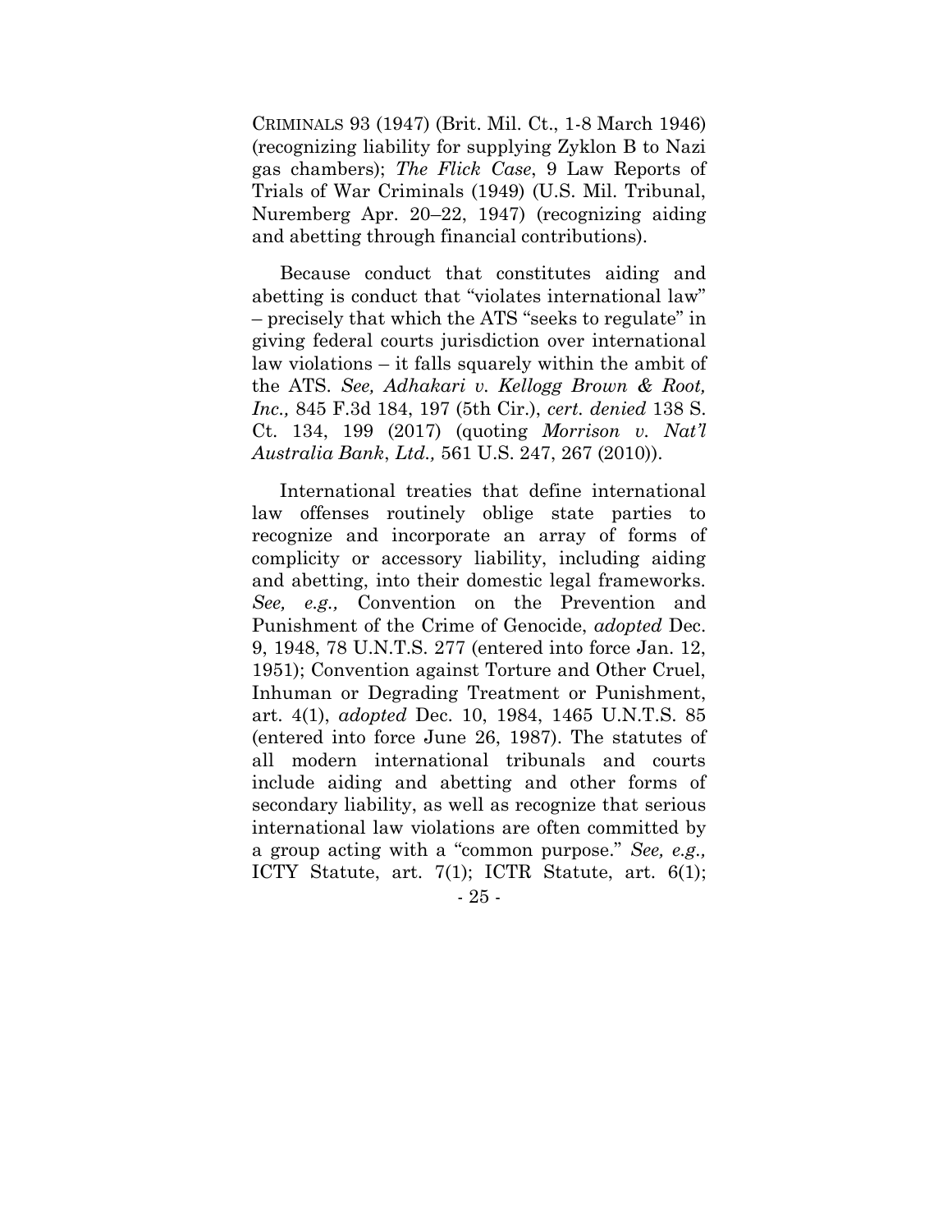CRIMINALS 93 (1947) (Brit. Mil. Ct., 1-8 March 1946) (recognizing liability for supplying Zyklon B to Nazi gas chambers); *The Flick Case*, 9 Law Reports of Trials of War Criminals (1949) (U.S. Mil. Tribunal, Nuremberg Apr. 20–22, 1947) (recognizing aiding and abetting through financial contributions).

Because conduct that constitutes aiding and abetting is conduct that "violates international law" – precisely that which the ATS "seeks to regulate" in giving federal courts jurisdiction over international law violations – it falls squarely within the ambit of the ATS. *See, Adhakari v. Kellogg Brown & Root, Inc.,* 845 F.3d 184, 197 (5th Cir.), *cert. denied* 138 S. Ct. 134, 199 (2017) (quoting *Morrison v. Nat'l Australia Bank*, *Ltd.,* 561 U.S. 247, 267 (2010)).

International treaties that define international law offenses routinely oblige state parties to recognize and incorporate an array of forms of complicity or accessory liability, including aiding and abetting, into their domestic legal frameworks. *See, e.g.,* Convention on the Prevention and Punishment of the Crime of Genocide, *adopted* Dec. 9, 1948, 78 U.N.T.S. 277 (entered into force Jan. 12, 1951); Convention against Torture and Other Cruel, Inhuman or Degrading Treatment or Punishment, art. 4(1), *adopted* Dec. 10, 1984, 1465 U.N.T.S. 85 (entered into force June 26, 1987). The statutes of all modern international tribunals and courts include aiding and abetting and other forms of secondary liability, as well as recognize that serious international law violations are often committed by a group acting with a "common purpose." *See, e.g.,* ICTY Statute, art. 7(1); ICTR Statute, art. 6(1);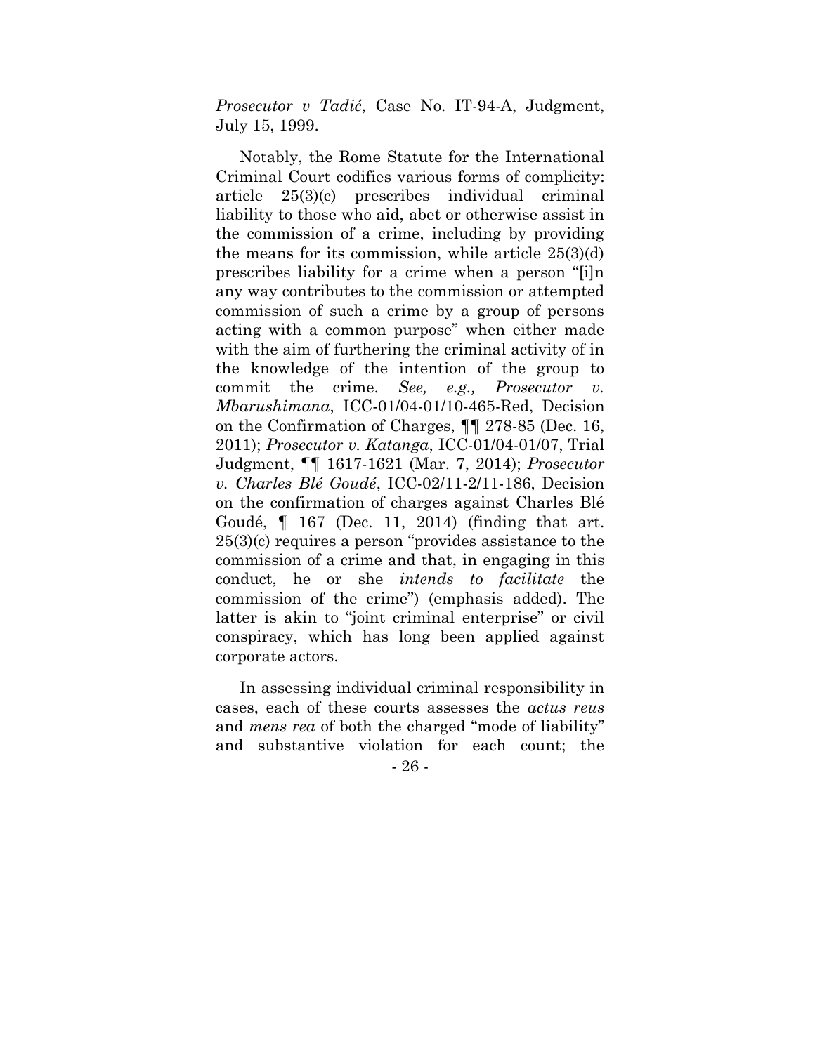*Prosecutor v Tadić*, Case No. IT-94-A, Judgment, July 15, 1999.

Notably, the Rome Statute for the International Criminal Court codifies various forms of complicity: article 25(3)(c) prescribes individual criminal liability to those who aid, abet or otherwise assist in the commission of a crime, including by providing the means for its commission, while article 25(3)(d) prescribes liability for a crime when a person "[i]n any way contributes to the commission or attempted commission of such a crime by a group of persons acting with a common purpose" when either made with the aim of furthering the criminal activity of in the knowledge of the intention of the group to commit the crime. *See, e.g., Prosecutor v. Mbarushimana*, ICC-01/04-01/10-465-Red, Decision on the Confirmation of Charges, ¶¶ 278-85 (Dec. 16, 2011); *Prosecutor v. Katanga*, ICC-01/04-01/07, Trial Judgment, ¶¶ 1617-1621 (Mar. 7, 2014); *Prosecutor v. Charles Blé Goudé*, ICC-02/11-2/11-186, Decision on the confirmation of charges against Charles Blé Goudé, ¶ 167 (Dec. 11, 2014) (finding that art. 25(3)(c) requires a person "provides assistance to the commission of a crime and that, in engaging in this conduct, he or she *intends to facilitate* the commission of the crime") (emphasis added). The latter is akin to "joint criminal enterprise" or civil conspiracy, which has long been applied against corporate actors.

In assessing individual criminal responsibility in cases, each of these courts assesses the *actus reus* and *mens rea* of both the charged "mode of liability" and substantive violation for each count; the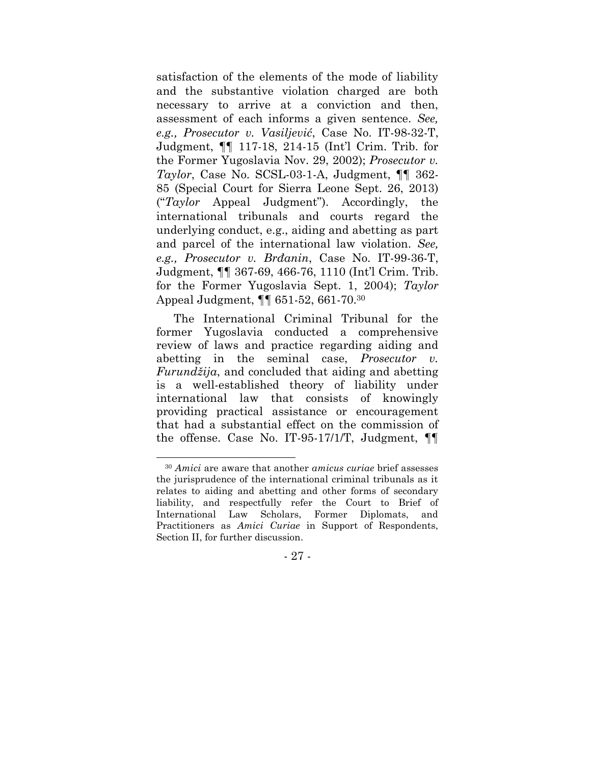satisfaction of the elements of the mode of liability and the substantive violation charged are both necessary to arrive at a conviction and then, assessment of each informs a given sentence. *See, e.g., Prosecutor v. Vasiljević*, Case No. IT-98-32-T, Judgment, ¶¶ 117-18, 214-15 (Int'l Crim. Trib. for the Former Yugoslavia Nov. 29, 2002); *Prosecutor v. Taylor*, Case No. SCSL-03-1-A, Judgment, ¶¶ 362-85 (Special Court for Sierra Leone Sept. 26, 2013) ("*Taylor* Appeal Judgment"). Accordingly, the international tribunals and courts regard the underlying conduct, e.g., aiding and abetting as part and parcel of the international law violation. *See, e.g., Prosecutor v. Brđanin*, Case No. IT-99-36-T, Judgment, ¶¶ 367-69, 466-76, 1110 (Int'l Crim. Trib. for the Former Yugoslavia Sept. 1, 2004); *Taylor* Appeal Judgment, ¶¶ 651-52, 661-70.[30]

The International Criminal Tribunal for the former Yugoslavia conducted a comprehensive review of laws and practice regarding aiding and abetting in the seminal case, *Prosecutor v. Furundžija*, and concluded that aiding and abetting is a well-established theory of liability under international law that consists of knowingly providing practical assistance or encouragement that had a substantial effect on the commission of the offense. Case No. IT-95-17/1/T, Judgment, ¶¶

[30] *Amici* are aware that another *amicus curiae* brief assesses the jurisprudence of the international criminal tribunals as it relates to aiding and abetting and other forms of secondary liability, and respectfully refer the Court to Brief of International Law Scholars, Former Diplomats, and Practitioners as *Amici Curiae* in Support of Respondents, Section II, for further discussion.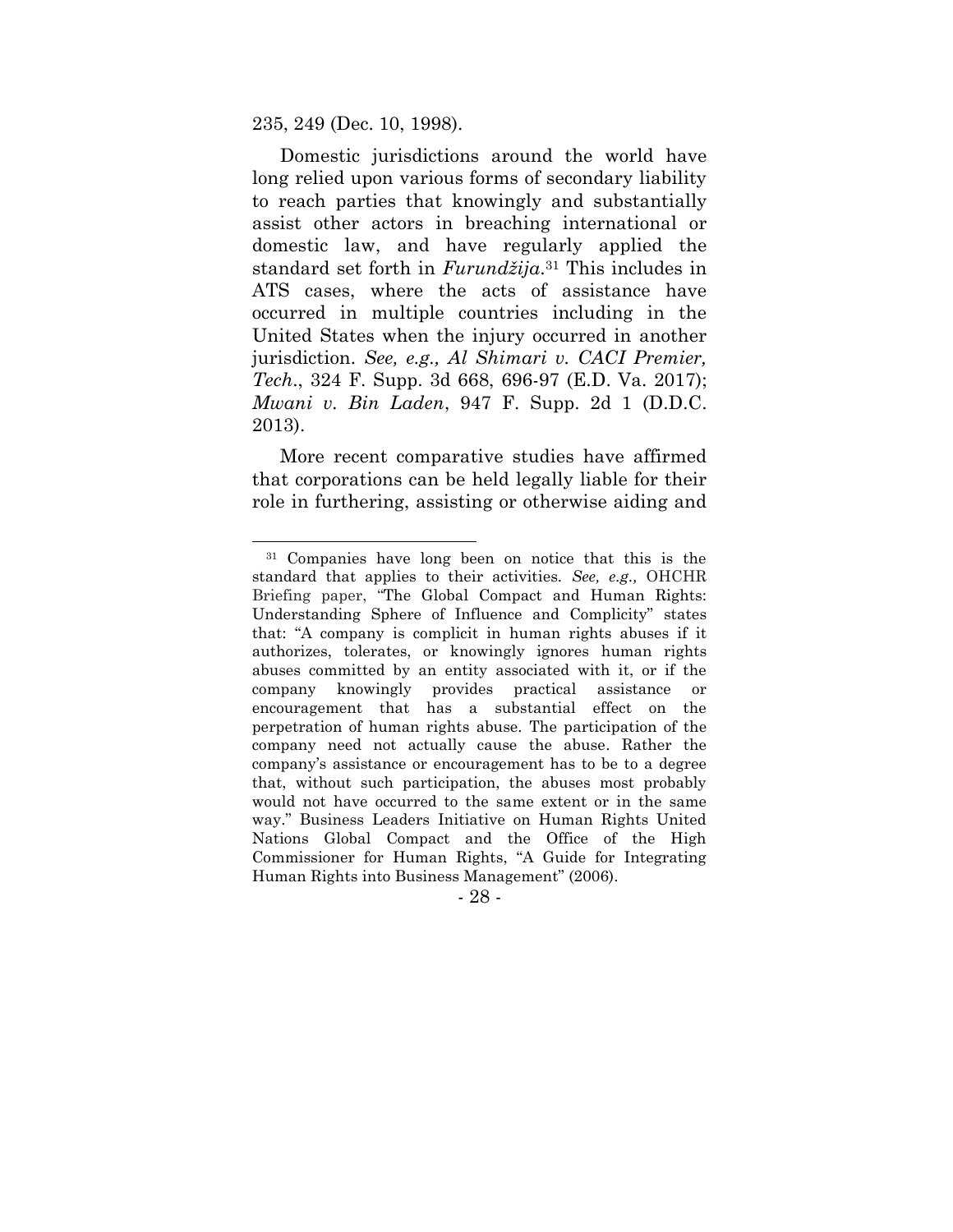235, 249 (Dec. 10, 1998).

Domestic jurisdictions around the world have long relied upon various forms of secondary liability to reach parties that knowingly and substantially assist other actors in breaching international or domestic law, and have regularly applied the standard set forth in *Furundžija*.[31] This includes in ATS cases, where the acts of assistance have occurred in multiple countries including in the United States when the injury occurred in another jurisdiction. *See, e.g., Al Shimari v. CACI Premier, Tech*., 324 F. Supp. 3d 668, 696-97 (E.D. Va. 2017); *Mwani v. Bin Laden*, 947 F. Supp. 2d 1 (D.D.C. 2013).

More recent comparative studies have affirmed that corporations can be held legally liable for their role in furthering, assisting or otherwise aiding and

---

[31] Companies have long been on notice that this is the standard that applies to their activities. *See, e.g.,* OHCHR Briefing paper, "The Global Compact and Human Rights: Understanding Sphere of Influence and Complicity" states that: "A company is complicit in human rights abuses if it authorizes, tolerates, or knowingly ignores human rights abuses committed by an entity associated with it, or if the company knowingly provides practical assistance or encouragement that has a substantial effect on the perpetration of human rights abuse. The participation of the company need not actually cause the abuse. Rather the company's assistance or encouragement has to be to a degree that, without such participation, the abuses most probably would not have occurred to the same extent or in the same way." Business Leaders Initiative on Human Rights United Nations Global Compact and the Office of the High Commissioner for Human Rights, "A Guide for Integrating Human Rights into Business Management" (2006).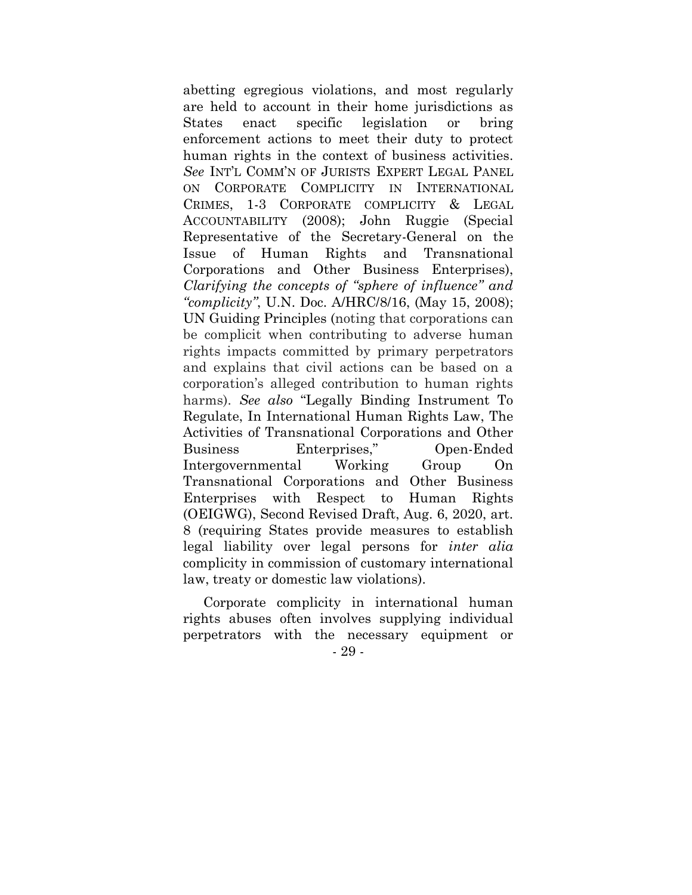abetting egregious violations, and most regularly are held to account in their home jurisdictions as States enact specific legislation or bring enforcement actions to meet their duty to protect human rights in the context of business activities. *See* INT'L COMM'N OF JURISTS EXPERT LEGAL PANEL ON CORPORATE COMPLICITY IN INTERNATIONAL CRIMES, 1-3 CORPORATE COMPLICITY & LEGAL ACCOUNTABILITY (2008); John Ruggie (Special Representative of the Secretary-General on the Issue of Human Rights and Transnational Corporations and Other Business Enterprises), *Clarifying the concepts of "sphere of influence" and "complicity"*, U.N. Doc. A/HRC/8/16, (May 15, 2008); UN Guiding Principles (noting that corporations can be complicit when contributing to adverse human rights impacts committed by primary perpetrators and explains that civil actions can be based on a corporation's alleged contribution to human rights harms). *See also* "Legally Binding Instrument To Regulate, In International Human Rights Law, The Activities of Transnational Corporations and Other Business Enterprises," Open-Ended Intergovernmental Working Group On Transnational Corporations and Other Business Enterprises with Respect to Human Rights (OEIGWG), Second Revised Draft, Aug. 6, 2020, art. 8 (requiring States provide measures to establish legal liability over legal persons for *inter alia* complicity in commission of customary international law, treaty or domestic law violations).

Corporate complicity in international human rights abuses often involves supplying individual perpetrators with the necessary equipment or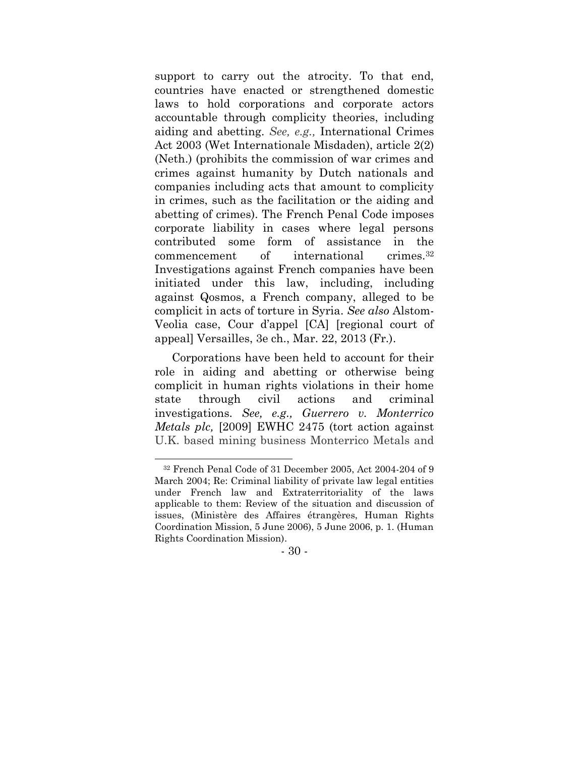support to carry out the atrocity. To that end, countries have enacted or strengthened domestic laws to hold corporations and corporate actors accountable through complicity theories, including aiding and abetting. *See, e.g.,* International Crimes Act 2003 (Wet Internationale Misdaden), article 2(2) (Neth.) (prohibits the commission of war crimes and crimes against humanity by Dutch nationals and companies including acts that amount to complicity in crimes, such as the facilitation or the aiding and abetting of crimes). The French Penal Code imposes corporate liability in cases where legal persons contributed some form of assistance in the commencement of international crimes.[32] Investigations against French companies have been initiated under this law, including, including against Qosmos, a French company, alleged to be complicit in acts of torture in Syria. *See also* Alstom-Veolia case, Cour d'appel [CA] [regional court of appeal] Versailles, 3e ch., Mar. 22, 2013 (Fr.).

Corporations have been held to account for their role in aiding and abetting or otherwise being complicit in human rights violations in their home state through civil actions and criminal investigations. *See, e.g., Guerrero v. Monterrico Metals plc,* [2009] EWHC 2475 (tort action against U.K. based mining business Monterrico Metals and

[32] French Penal Code of 31 December 2005, Act 2004-204 of 9 March 2004; Re: Criminal liability of private law legal entities under French law and Extraterritoriality of the laws applicable to them: Review of the situation and discussion of issues, (Ministère des Affaires étrangères, Human Rights Coordination Mission, 5 June 2006), 5 June 2006, p. 1. (Human Rights Coordination Mission).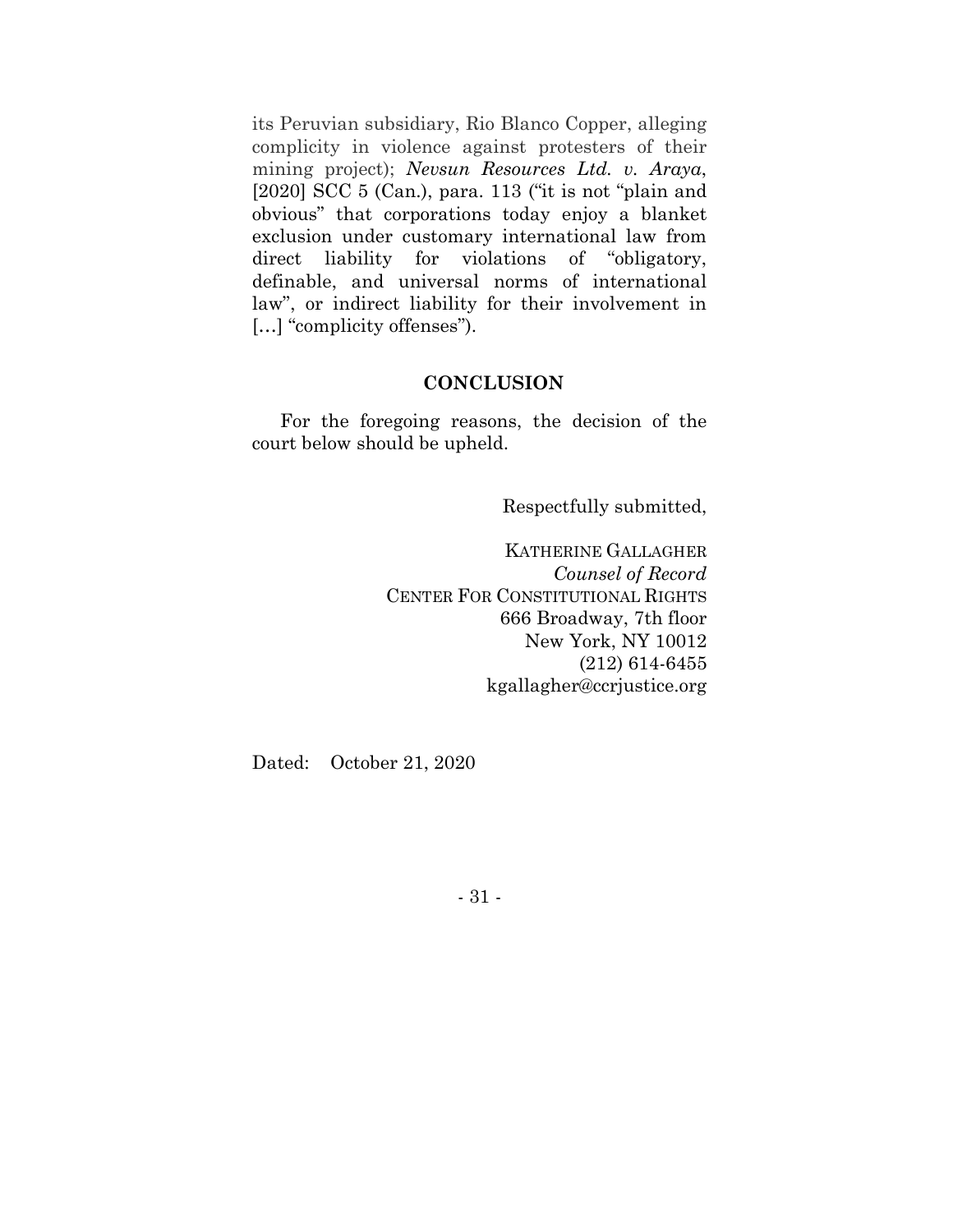its Peruvian subsidiary, Rio Blanco Copper, alleging complicity in violence against protesters of their mining project); *Nevsun Resources Ltd. v. Araya*, [2020] SCC 5 (Can.), para. 113 ("it is not "plain and obvious" that corporations today enjoy a blanket exclusion under customary international law from direct liability for violations of "obligatory, definable, and universal norms of international law", or indirect liability for their involvement in […] "complicity offenses").

## CONCLUSION

For the foregoing reasons, the decision of the court below should be upheld.

Respectfully submitted,

KATHERINE GALLAGHER
*Counsel of Record*
CENTER FOR CONSTITUTIONAL RIGHTS
666 Broadway, 7th floor
New York, NY 10012
(212) 614-6455
kgallagher@ccrjustice.org

Dated: October 21, 2020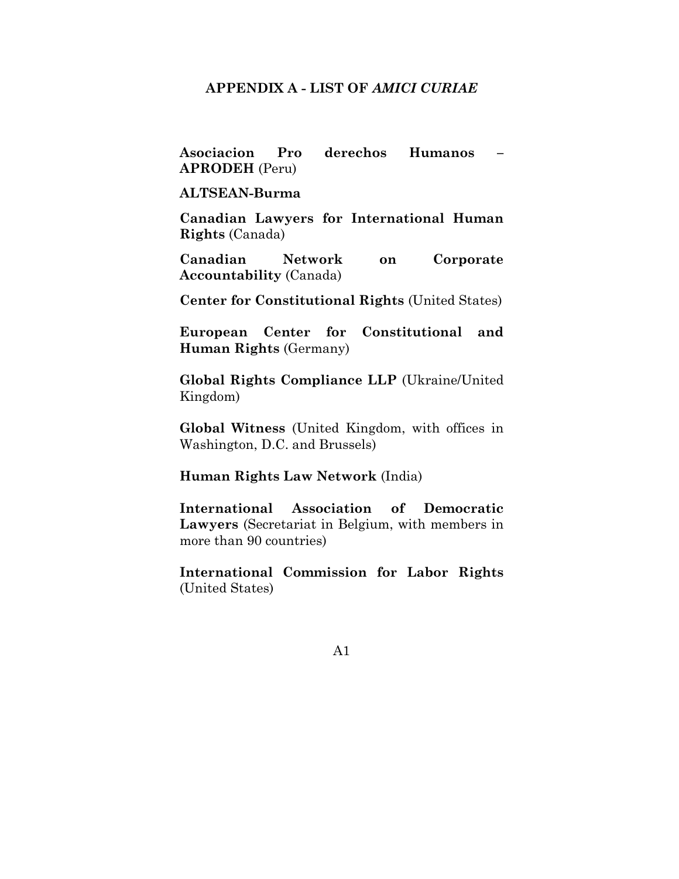## APPENDIX A - LIST OF *AMICI CURIAE*

**Asociacion Pro derechos Humanos – APRODEH** (Peru)

**ALTSEAN-Burma**

**Canadian Lawyers for International Human Rights** (Canada)

**Canadian Network on Corporate Accountability** (Canada)

**Center for Constitutional Rights** (United States)

**European Center for Constitutional and Human Rights** (Germany)

**Global Rights Compliance LLP** (Ukraine/United Kingdom)

**Global Witness** (United Kingdom, with offices in Washington, D.C. and Brussels)

**Human Rights Law Network** (India)

**International Association of Democratic Lawyers** (Secretariat in Belgium, with members in more than 90 countries)

**International Commission for Labor Rights** (United States)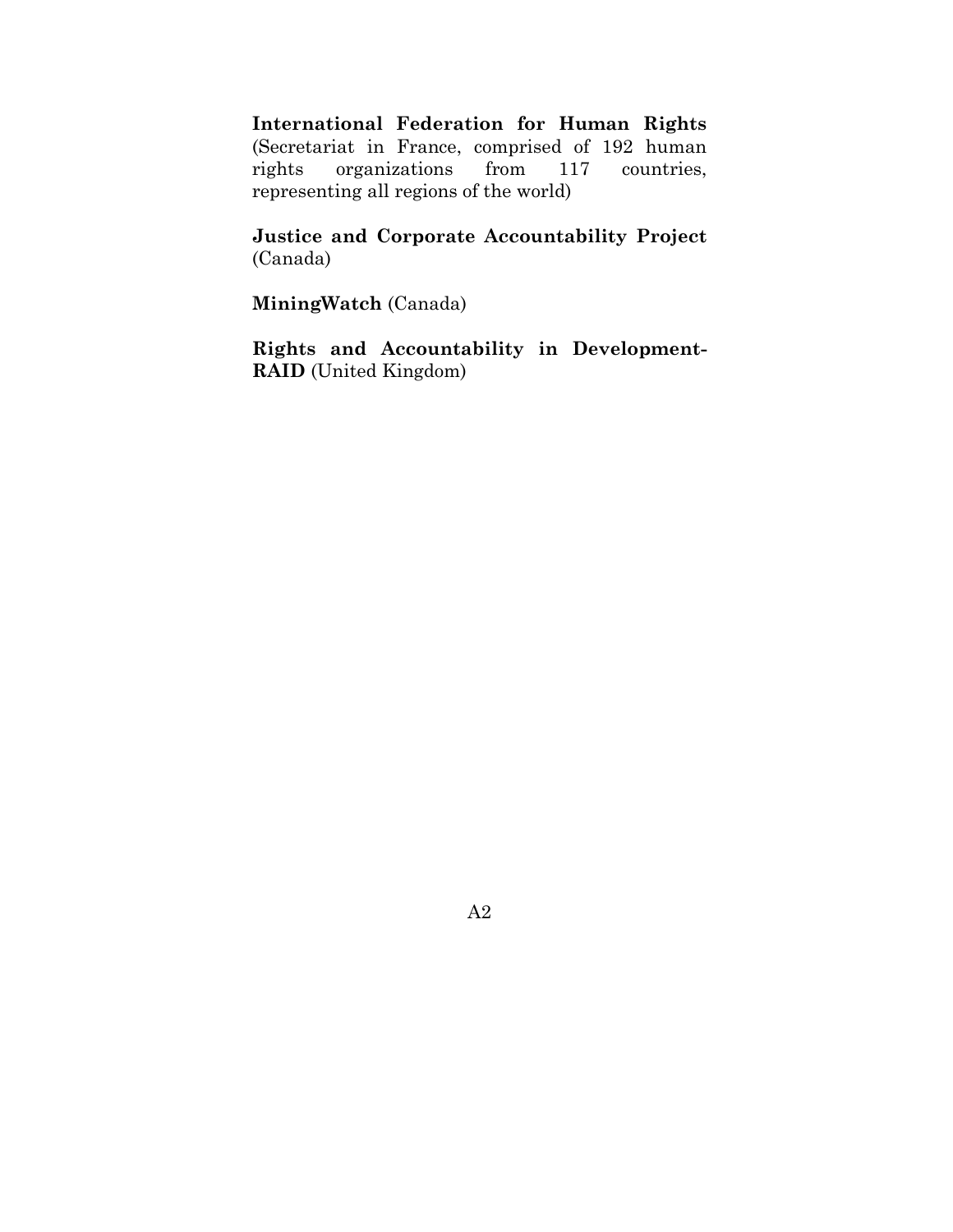**International Federation for Human Rights** (Secretariat in France, comprised of 192 human rights organizations from 117 countries, representing all regions of the world)

**Justice and Corporate Accountability Project** (Canada)

**MiningWatch** (Canada)

**Rights and Accountability in Development-RAID** (United Kingdom)